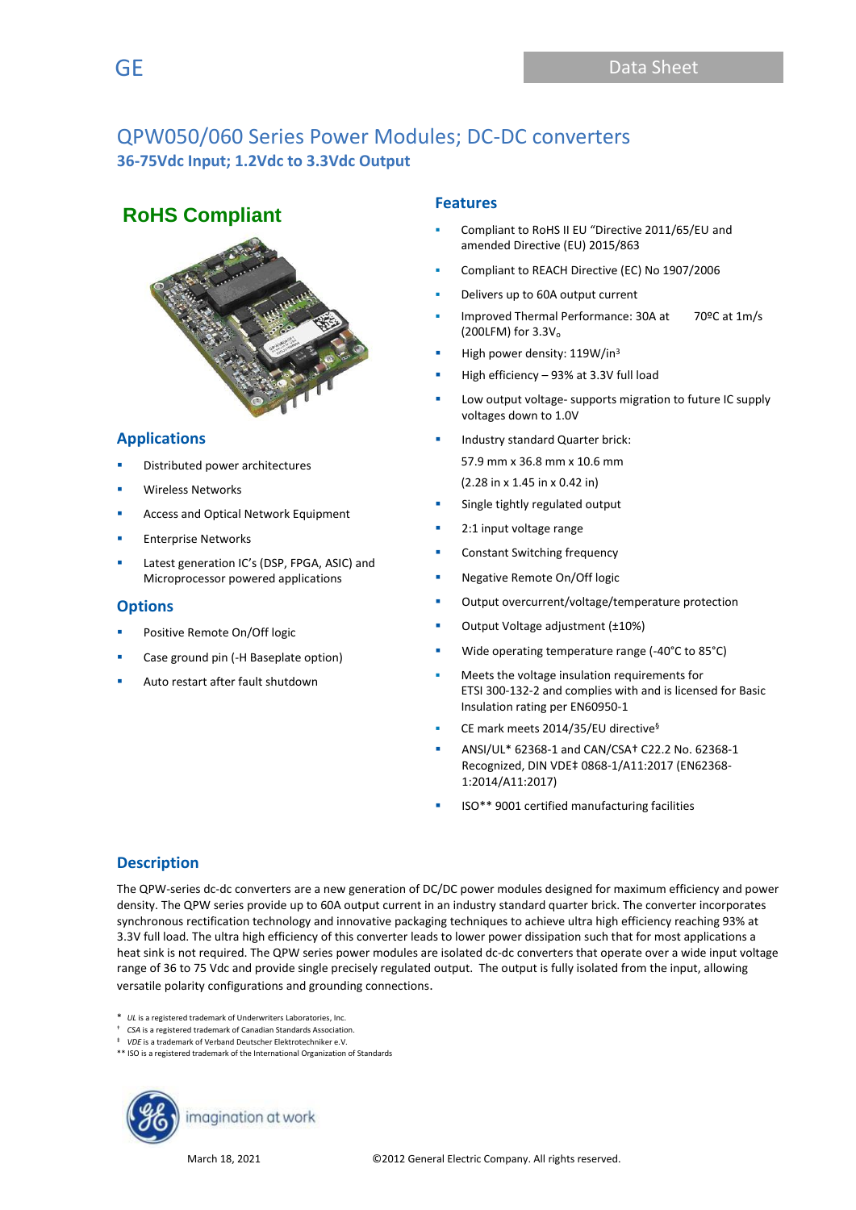# QPW050/060 Series Power Modules; DC-DC converters

## 36-75Vdc Input; 1.2Vdc to 3.3Vdc Output

**RoHS Compliant**

## Applications

- Distributed power architectures
- Wireless Networks
- Access and Optical Network Equipment
- Enterprise Networks
- Latest generation IC's (DSP, FPGA, ASIC) and Microprocessor powered applications

## Options

- Positive Remote On/Off logic
- Case ground pin (-H Baseplate option)
- Auto restart after fault shutdown

## Features

- Compliant to RoHS II EU "Directive 2011/65/EU and amended Directive (EU) 2015/863
- Compliant to REACH Directive (EC) No 1907/2006
- Delivers up to 60A output current
- Improved Thermal Performance: 30A at 70ºC at 1m/s (200LFM) for 3.3$V_o$
- High power density: 119W/in$^3$
- High efficiency – 93% at 3.3V full load
- Low output voltage- supports migration to future IC supply voltages down to 1.0V
- Industry standard Quarter brick:
  57.9 mm x 36.8 mm x 10.6 mm
  (2.28 in x 1.45 in x 0.42 in)
- Single tightly regulated output
- 2:1 input voltage range
- Constant Switching frequency
- Negative Remote On/Off logic
- Output overcurrent/voltage/temperature protection
- Output Voltage adjustment (±10%)
- Wide operating temperature range (-40°C to 85°C)
- Meets the voltage insulation requirements for ETSI 300-132-2 and complies with and is licensed for Basic Insulation rating per EN60950-1
- CE mark meets 2014/35/EU directive§
- ANSI/UL* 62368-1 and CAN/CSA† C22.2 No. 62368-1 Recognized, DIN VDE‡ 0868-1/A11:2017 (EN62368-1:2014/A11:2017)
- ISO** 9001 certified manufacturing facilities

## Description

The QPW-series dc-dc converters are a new generation of DC/DC power modules designed for maximum efficiency and power density. The QPW series provide up to 60A output current in an industry standard quarter brick. The converter incorporates synchronous rectification technology and innovative packaging techniques to achieve ultra high efficiency reaching 93% at 3.3V full load. The ultra high efficiency of this converter leads to lower power dissipation such that for most applications a heat sink is not required. The QPW series power modules are isolated dc-dc converters that operate over a wide input voltage range of 36 to 75 Vdc and provide single precisely regulated output. The output is fully isolated from the input, allowing versatile polarity configurations and grounding connections.

\* *UL* is a registered trademark of Underwriters Laboratories, Inc.
† *CSA* is a registered trademark of Canadian Standards Association.
‡ *VDE* is a trademark of Verband Deutscher Elektrotechniker e.V.
\** ISO is a registered trademark of the International Organization of Standards

March 18, 2021 ©2012 General Electric Company. All rights reserved.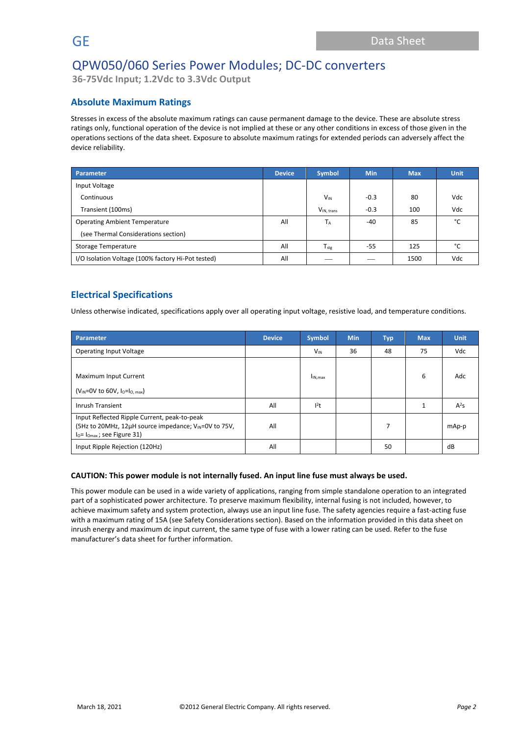# QPW050/060 Series Power Modules; DC-DC converters

**36-75Vdc Input; 1.2Vdc to 3.3Vdc Output**

## Absolute Maximum Ratings

Stresses in excess of the absolute maximum ratings can cause permanent damage to the device. These are absolute stress ratings only, functional operation of the device is not implied at these or any other conditions in excess of those given in the operations sections of the data sheet. Exposure to absolute maximum ratings for extended periods can adversely affect the device reliability.

| Parameter | Device | Symbol | Min | Max | Unit |
|---|---|---|---|---|---|
| Input Voltage | | | | | |
| Continuous | | $V_{IN}$ | -0.3 | 80 | Vdc |
| Transient (100ms) | | $V_{IN,\ trans}$ | -0.3 | 100 | Vdc |
| Operating Ambient Temperature (see Thermal Considerations section) | All | $T_A$ | -40 | 85 | °C |
| Storage Temperature | All | $T_{stg}$ | -55 | 125 | °C |
| I/O Isolation Voltage (100% factory Hi-Pot tested) | All | — | — | 1500 | Vdc |

## Electrical Specifications

Unless otherwise indicated, specifications apply over all operating input voltage, resistive load, and temperature conditions.

| Parameter | Device | Symbol | Min | Typ | Max | Unit |
|---|---|---|---|---|---|---|
| Operating Input Voltage | | $V_{IN}$ | 36 | 48 | 75 | Vdc |
| Maximum Input Current ($V_{IN}$=0V to 60V, $I_O$=$I_{O,\ max}$) | | $I_{IN,max}$ | | | 6 | Adc |
| Inrush Transient | All | $I^2t$ | | | 1 | $A^2s$ |
| Input Reflected Ripple Current, peak-to-peak (5Hz to 20MHz, 12µH source impedance; $V_{IN}$=0V to 75V, $I_O$= $I_{Omax}$ ; see Figure 31) | All | | | 7 | | mAp-p |
| Input Ripple Rejection (120Hz) | All | | | 50 | | dB |

**CAUTION: This power module is not internally fused. An input line fuse must always be used.**

This power module can be used in a wide variety of applications, ranging from simple standalone operation to an integrated part of a sophisticated power architecture. To preserve maximum flexibility, internal fusing is not included, however, to achieve maximum safety and system protection, always use an input line fuse. The safety agencies require a fast-acting fuse with a maximum rating of 15A (see Safety Considerations section). Based on the information provided in this data sheet on inrush energy and maximum dc input current, the same type of fuse with a lower rating can be used. Refer to the fuse manufacturer's data sheet for further information.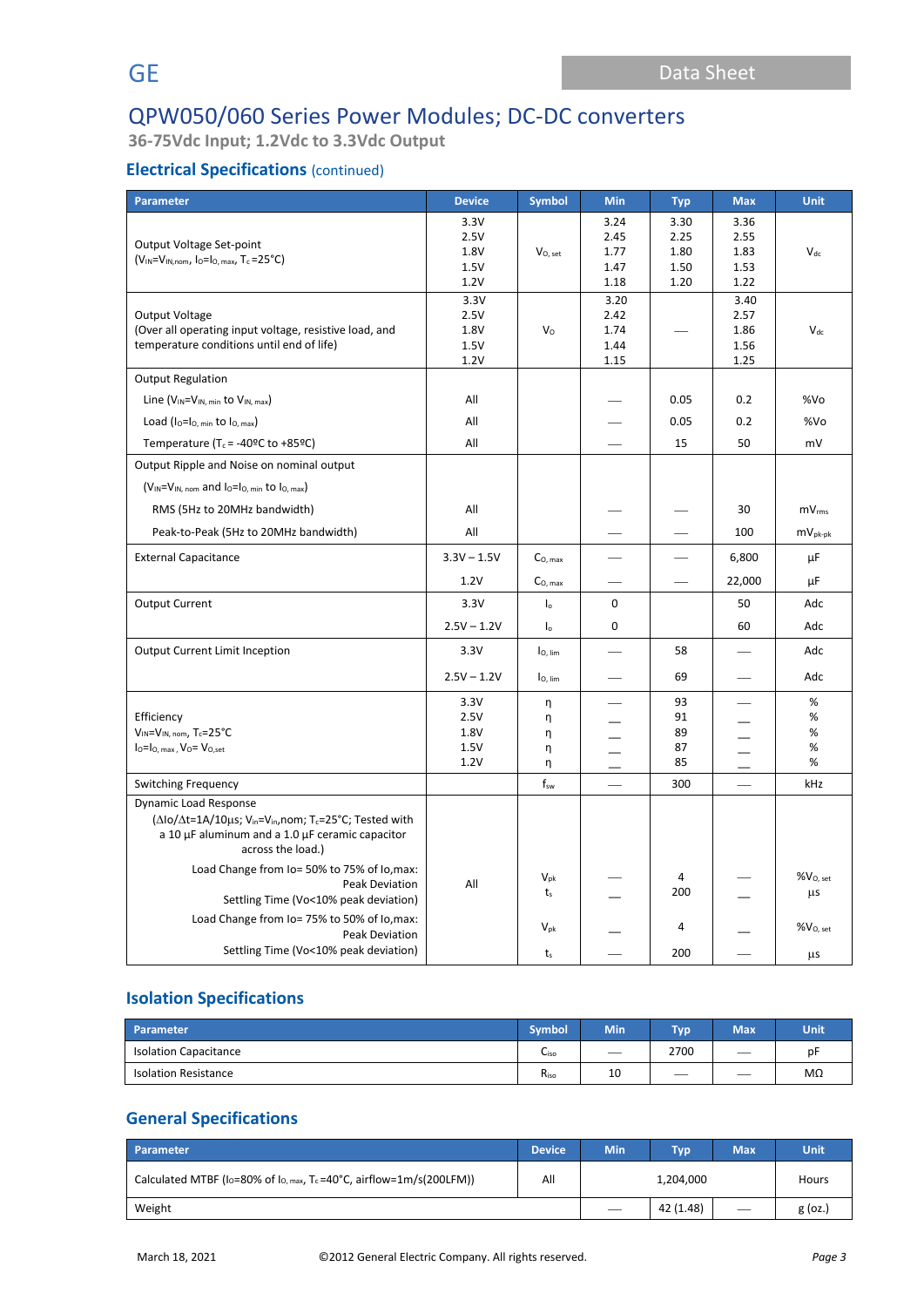# QPW050/060 Series Power Modules; DC-DC converters

**36-75Vdc Input; 1.2Vdc to 3.3Vdc Output**

## Electrical Specifications (continued)

| Parameter | Device | Symbol | Min | Typ | Max | Unit |
|---|---|---|---|---|---|---|
| Output Voltage Set-point ($V_{IN}$=$V_{IN,nom}$, $I_O$=$I_{O,\,max}$, $T_c$=25°C) | 3.3V<br>2.5V<br>1.8V<br>1.5V<br>1.2V | $V_{O,\,set}$ | 3.24<br>2.45<br>1.77<br>1.47<br>1.18 | 3.30<br>2.25<br>1.80<br>1.50<br>1.20 | 3.36<br>2.55<br>1.83<br>1.53<br>1.22 | $V_{dc}$ |
| Output Voltage (Over all operating input voltage, resistive load, and temperature conditions until end of life) | 3.3V<br>2.5V<br>1.8V<br>1.5V<br>1.2V | $V_O$ | 3.20<br>2.42<br>1.74<br>1.44<br>1.15 | — | 3.40<br>2.57<br>1.86<br>1.56<br>1.25 | $V_{dc}$ |
| Output Regulation | | | | | | |
| Line ($V_{IN}$=$V_{IN,\,min}$ to $V_{IN,\,max}$) | All | | — | 0.05 | 0.2 | %Vo |
| Load ($I_O$=$I_{O,\,min}$ to $I_{O,\,max}$) | All | | — | 0.05 | 0.2 | %Vo |
| Temperature ($T_c$ = -40ºC to +85ºC) | All | | — | 15 | 50 | mV |
| Output Ripple and Noise on nominal output | | | | | | |
| ($V_{IN}$=$V_{IN,\,nom}$ and $I_O$=$I_{O,\,min}$ to $I_{O,\,max}$) | | | | | | |
| RMS (5Hz to 20MHz bandwidth) | All | | — | — | 30 | $mV_{rms}$ |
| Peak-to-Peak (5Hz to 20MHz bandwidth) | All | | — | — | 100 | $mV_{pk-pk}$ |
| External Capacitance | 3.3V – 1.5V | $C_{O,\,max}$ | — | — | 6,800 | μF |
| | 1.2V | $C_{O,\,max}$ | — | — | 22,000 | μF |
| Output Current | 3.3V | $I_o$ | 0 | | 50 | Adc |
| | 2.5V – 1.2V | $I_o$ | 0 | | 60 | Adc |
| Output Current Limit Inception | 3.3V | $I_{O,\,lim}$ | — | 58 | — | Adc |
| | 2.5V – 1.2V | $I_{O,\,lim}$ | — | 69 | — | Adc |
| Efficiency $V_{IN}$=$V_{IN,\,nom}$, $T_c$=25°C $I_O$=$I_{O,\,max}$, $V_O$= $V_{O,set}$ | 3.3V<br>2.5V<br>1.8V<br>1.5V<br>1.2V | η<br>η<br>η<br>η<br>η | —<br>—<br>—<br>—<br>— | 93<br>91<br>89<br>87<br>85 | —<br>—<br>—<br>—<br>— | %<br>%<br>%<br>%<br>% |
| Switching Frequency | | $f_{sw}$ | — | 300 | — | kHz |
| Dynamic Load Response (ΔIo/Δt=1A/10μs; $V_{in}$=$V_{in}$,nom; $T_c$=25°C; Tested with a 10 μF aluminum and a 1.0 μF ceramic capacitor across the load.) | | | | | | |
| Load Change from Io= 50% to 75% of Io,max: Peak Deviation | All | $V_{pk}$ | — | 4 | — | $\%V_{O,\,set}$ |
| Settling Time (Vo<10% peak deviation) | | $t_s$ | — | 200 | — | μs |
| Load Change from Io= 75% to 50% of Io,max: Peak Deviation | | $V_{pk}$ | — | 4 | — | $\%V_{O,\,set}$ |
| Settling Time (Vo<10% peak deviation) | | $t_s$ | — | 200 | — | μs |

## Isolation Specifications

| Parameter | Symbol | Min | Typ | Max | Unit |
|---|---|---|---|---|---|
| Isolation Capacitance | $C_{iso}$ | — | 2700 | — | pF |
| Isolation Resistance | $R_{iso}$ | 10 | — | — | MΩ |

## General Specifications

| Parameter | Device | Min | Typ | Max | Unit |
|---|---|---|---|---|---|
| Calculated MTBF ($I_O$=80% of $I_{O,\,max}$, $T_c$=40°C, airflow=1m/s(200LFM)) | All | | 1,204,000 | | Hours |
| Weight | | — | 42 (1.48) | — | g (oz.) |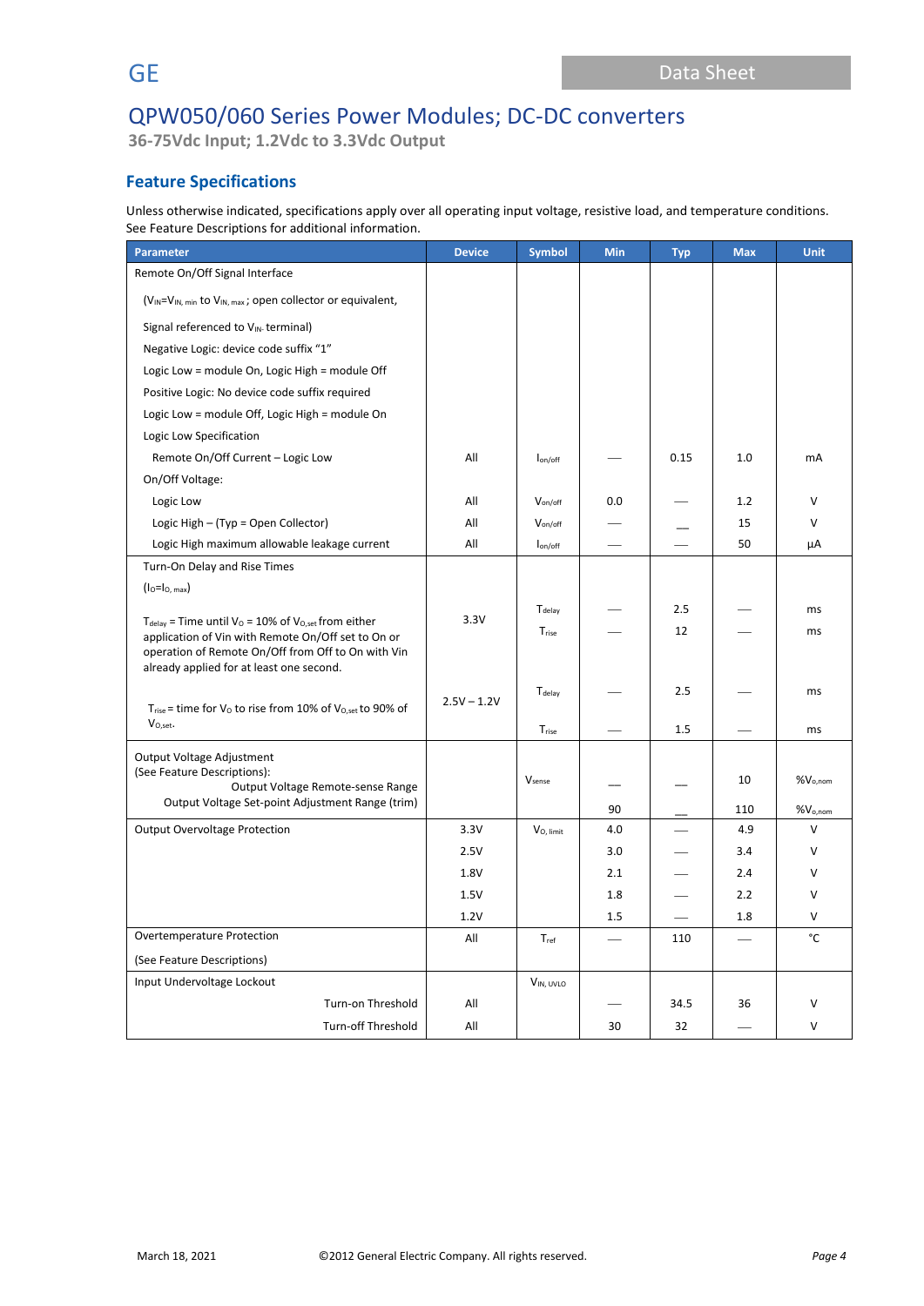GE

# QPW050/060 Series Power Modules; DC-DC converters

**36-75Vdc Input; 1.2Vdc to 3.3Vdc Output**

## Feature Specifications

Unless otherwise indicated, specifications apply over all operating input voltage, resistive load, and temperature conditions. See Feature Descriptions for additional information.

| Parameter | Device | Symbol | Min | Typ | Max | Unit |
|---|---|---|---|---|---|---|
| Remote On/Off Signal Interface | | | | | | |
| ($V_{IN}=V_{IN,\,min}$ to $V_{IN,\,max}$; open collector or equivalent, | | | | | | |
| Signal referenced to $V_{IN-}$ terminal) | | | | | | |
| Negative Logic: device code suffix "1" | | | | | | |
| Logic Low = module On, Logic High = module Off | | | | | | |
| Positive Logic: No device code suffix required | | | | | | |
| Logic Low = module Off, Logic High = module On | | | | | | |
| Logic Low Specification | | | | | | |
| Remote On/Off Current – Logic Low | All | $I_{on/off}$ | — | 0.15 | 1.0 | mA |
| On/Off Voltage: | | | | | | |
| Logic Low | All | $V_{on/off}$ | 0.0 | — | 1.2 | V |
| Logic High – (Typ = Open Collector) | All | $V_{on/off}$ | — | — | 15 | V |
| Logic High maximum allowable leakage current | All | $I_{on/off}$ | — | — | 50 | μA |
| Turn-On Delay and Rise Times | | | | | | |
| ($I_O=I_{O,\,max}$) | | | | | | |
| $T_{delay}$ = Time until $V_O$ = 10% of $V_{O,set}$ from either application of Vin with Remote On/Off set to On or operation of Remote On/Off from Off to On with Vin already applied for at least one second. | 3.3V | $T_{delay}$ | — | 2.5 | — | ms |
| | | $T_{rise}$ | — | 12 | — | ms |
| $T_{rise}$ = time for $V_O$ to rise from 10% of $V_{O,set}$ to 90% of $V_{O,set}$. | 2.5V – 1.2V | $T_{delay}$ | — | 2.5 | — | ms |
| | | $T_{rise}$ | — | 1.5 | — | ms |
| Output Voltage Adjustment (See Feature Descriptions): Output Voltage Remote-sense Range | | $V_{sense}$ | — | — | 10 | $\%V_{o,nom}$ |
| Output Voltage Set-point Adjustment Range (trim) | | | 90 | — | 110 | $\%V_{o,nom}$ |
| Output Overvoltage Protection | 3.3V | $V_{O,\,limit}$ | 4.0 | — | 4.9 | V |
| | 2.5V | | 3.0 | — | 3.4 | V |
| | 1.8V | | 2.1 | — | 2.4 | V |
| | 1.5V | | 1.8 | — | 2.2 | V |
| | 1.2V | | 1.5 | — | 1.8 | V |
| Overtemperature Protection (See Feature Descriptions) | All | $T_{ref}$ | — | 110 | — | °C |
| Input Undervoltage Lockout | | $V_{IN,\,UVLO}$ | | | | |
| Turn-on Threshold | All | | — | 34.5 | 36 | V |
| Turn-off Threshold | All | | 30 | 32 | — | V |

March 18, 2021 ©2012 General Electric Company. All rights reserved.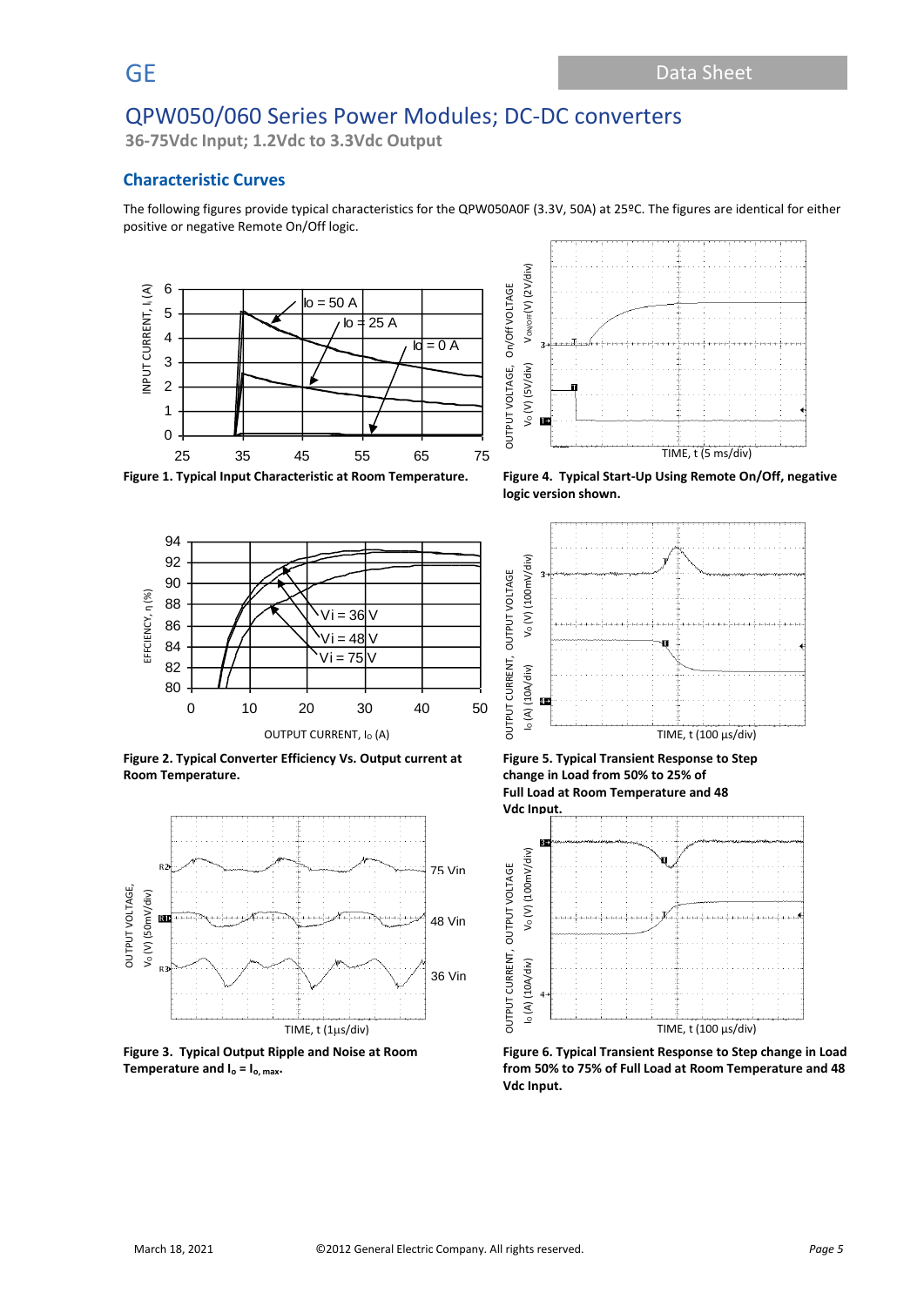## Characteristic Curves

The following figures provide typical characteristics for the QPW050A0F (3.3V, 50A) at 25ºC. The figures are identical for either positive or negative Remote On/Off logic.

**Figure 1. Typical Input Characteristic at Room Temperature.**

**Figure 4. Typical Start-Up Using Remote On/Off, negative logic version shown.**

**Figure 2. Typical Converter Efficiency Vs. Output current at Room Temperature.**

**Figure 5. Typical Transient Response to Step change in Load from 50% to 25% of Full Load at Room Temperature and 48 Vdc Input.**

**Figure 3. Typical Output Ripple and Noise at Room Temperature and $I_o = I_{o, max}$.**

**Figure 6. Typical Transient Response to Step change in Load from 50% to 75% of Full Load at Room Temperature and 48 Vdc Input.**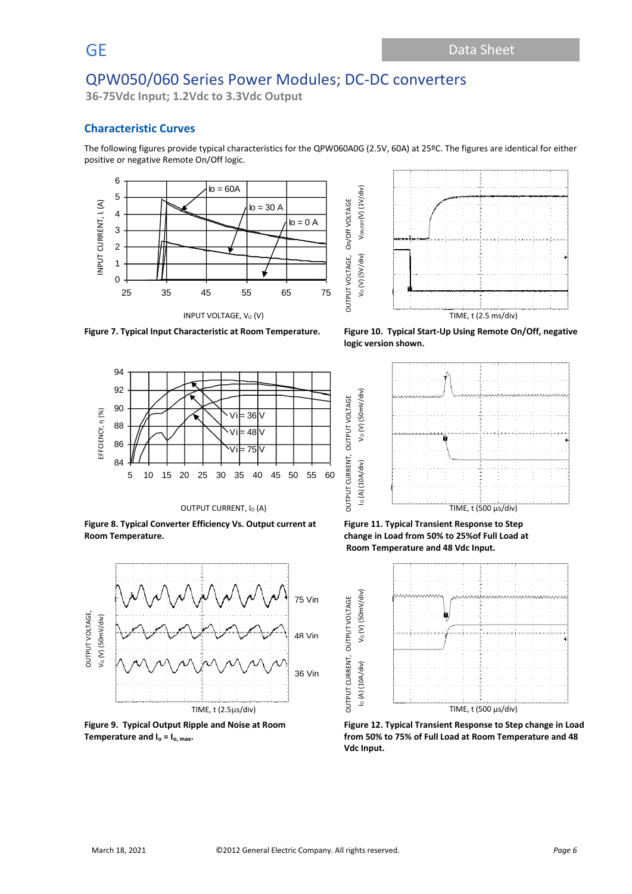## Characteristic Curves

The following figures provide typical characteristics for the QPW060A0G (2.5V, 60A) at 25ºC. The figures are identical for either positive or negative Remote On/Off logic.

**Figure 7. Typical Input Characteristic at Room Temperature.**

**Figure 10. Typical Start-Up Using Remote On/Off, negative logic version shown.**

**Figure 8. Typical Converter Efficiency Vs. Output current at Room Temperature.**

**Figure 11. Typical Transient Response to Step change in Load from 50% to 25%of Full Load at Room Temperature and 48 Vdc Input.**

**Figure 9. Typical Output Ripple and Noise at Room Temperature and $I_o = I_{o,\,max}$.**

**Figure 12. Typical Transient Response to Step change in Load from 50% to 75% of Full Load at Room Temperature and 48 Vdc Input.**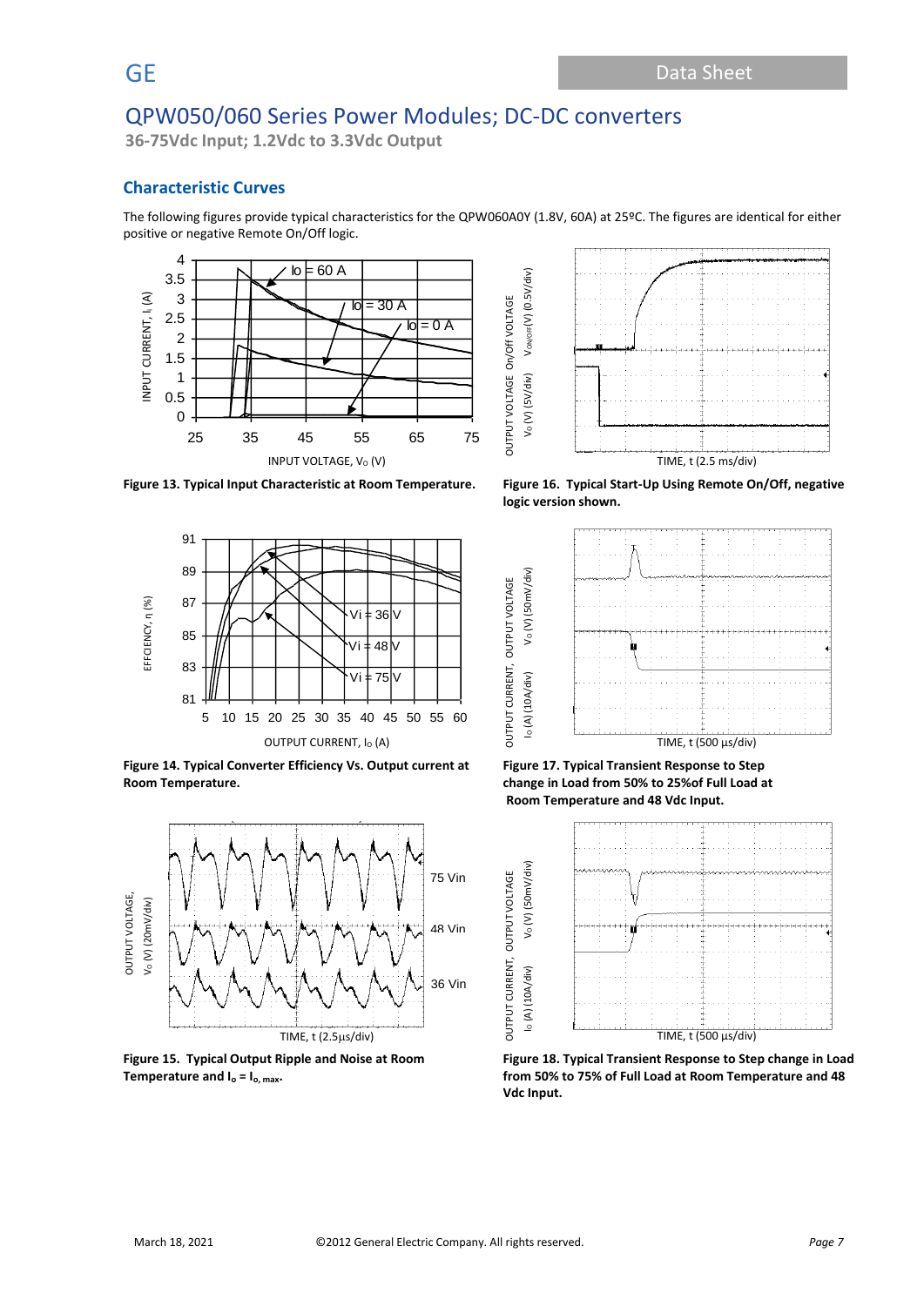## Characteristic Curves

The following figures provide typical characteristics for the QPW060A0Y (1.8V, 60A) at 25ºC. The figures are identical for either positive or negative Remote On/Off logic.

**Figure 13. Typical Input Characteristic at Room Temperature.**

**Figure 16. Typical Start-Up Using Remote On/Off, negative logic version shown.**

**Figure 14. Typical Converter Efficiency Vs. Output current at Room Temperature.**

**Figure 17. Typical Transient Response to Step change in Load from 50% to 25%of Full Load at Room Temperature and 48 Vdc Input.**

**Figure 15. Typical Output Ripple and Noise at Room Temperature and $I_o = I_{o,\,max}$.**

**Figure 18. Typical Transient Response to Step change in Load from 50% to 75% of Full Load at Room Temperature and 48 Vdc Input.**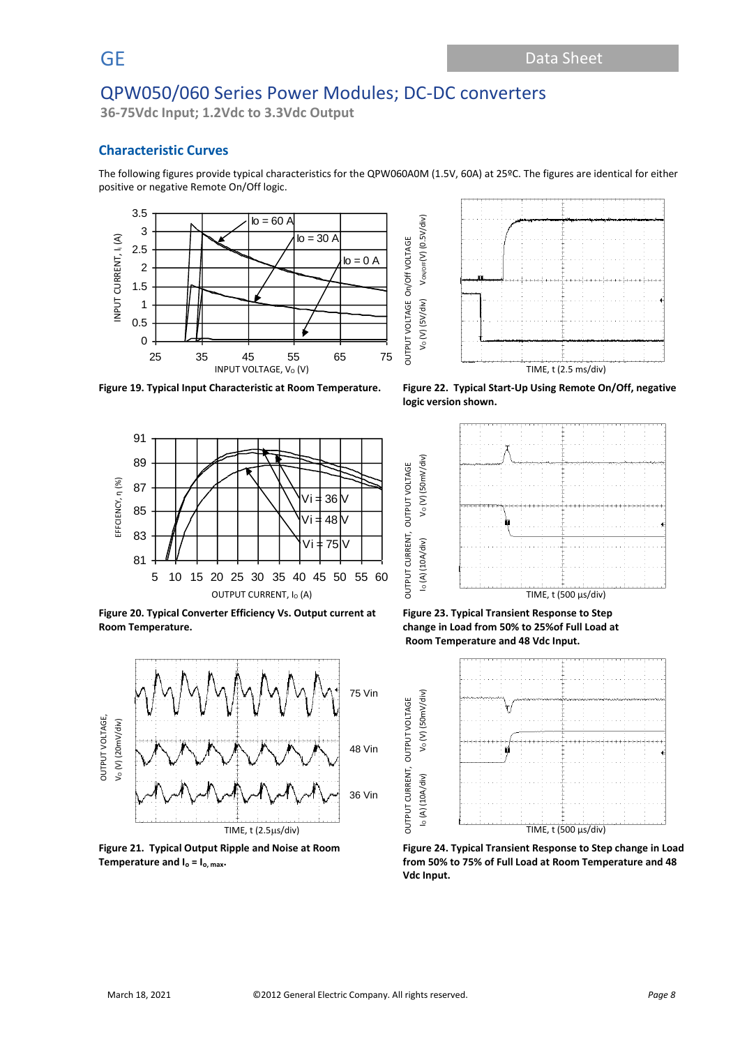## Characteristic Curves

The following figures provide typical characteristics for the QPW060A0M (1.5V, 60A) at 25ºC. The figures are identical for either positive or negative Remote On/Off logic.

**Figure 19. Typical Input Characteristic at Room Temperature.**

**Figure 22. Typical Start-Up Using Remote On/Off, negative logic version shown.**

**Figure 20. Typical Converter Efficiency Vs. Output current at Room Temperature.**

**Figure 23. Typical Transient Response to Step change in Load from 50% to 25%of Full Load at Room Temperature and 48 Vdc Input.**

**Figure 21. Typical Output Ripple and Noise at Room Temperature and $I_o = I_{o,max}$.**

**Figure 24. Typical Transient Response to Step change in Load from 50% to 75% of Full Load at Room Temperature and 48 Vdc Input.**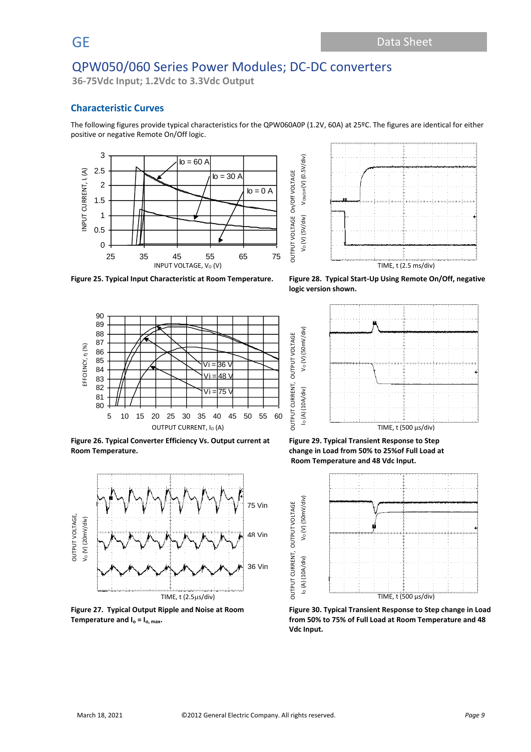## Characteristic Curves

The following figures provide typical characteristics for the QPW060A0P (1.2V, 60A) at 25ºC. The figures are identical for either positive or negative Remote On/Off logic.

**Figure 25. Typical Input Characteristic at Room Temperature.**

**Figure 28. Typical Start-Up Using Remote On/Off, negative logic version shown.**

**Figure 26. Typical Converter Efficiency Vs. Output current at Room Temperature.**

**Figure 29. Typical Transient Response to Step change in Load from 50% to 25%of Full Load at Room Temperature and 48 Vdc Input.**

**Figure 27. Typical Output Ripple and Noise at Room Temperature and $I_o = I_{o,\,max}$.**

**Figure 30. Typical Transient Response to Step change in Load from 50% to 75% of Full Load at Room Temperature and 48 Vdc Input.**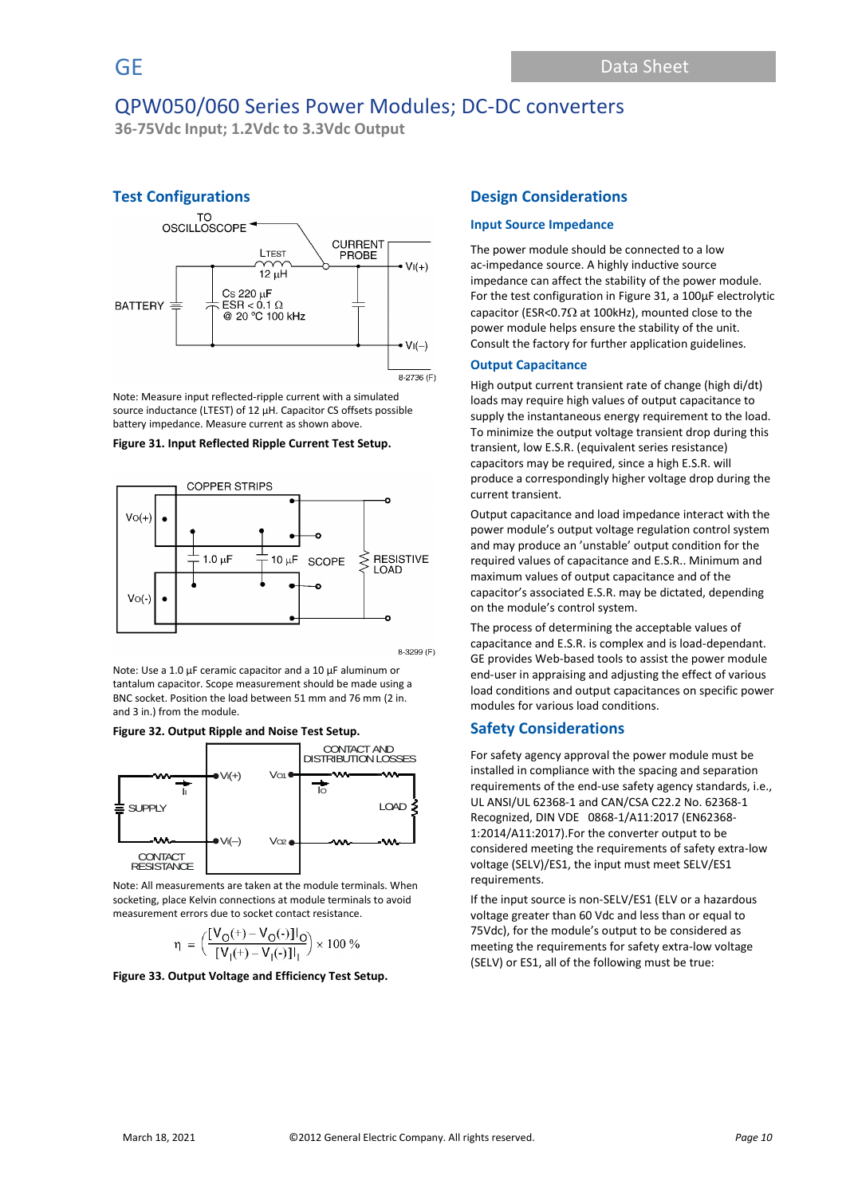# QPW050/060 Series Power Modules; DC-DC converters

**36-75Vdc Input; 1.2Vdc to 3.3Vdc Output**

## Test Configurations

Note: Measure input reflected-ripple current with a simulated source inductance (LTEST) of 12 μH. Capacitor CS offsets possible battery impedance. Measure current as shown above.

**Figure 31. Input Reflected Ripple Current Test Setup.**

Note: Use a 1.0 μF ceramic capacitor and a 10 μF aluminum or tantalum capacitor. Scope measurement should be made using a BNC socket. Position the load between 51 mm and 76 mm (2 in. and 3 in.) from the module.

**Figure 32. Output Ripple and Noise Test Setup.**

Note: All measurements are taken at the module terminals. When socketing, place Kelvin connections at module terminals to avoid measurement errors due to socket contact resistance.

$$\eta = \left( \frac{[V_O(+) - V_O(-)]I_O}{[V_I(+) - V_I(-)]I_I} \right) \times 100\ \%$$

**Figure 33. Output Voltage and Efficiency Test Setup.**

## Design Considerations

### Input Source Impedance

The power module should be connected to a low ac-impedance source. A highly inductive source impedance can affect the stability of the power module. For the test configuration in Figure 31, a 100μF electrolytic capacitor (ESR<0.7Ω at 100kHz), mounted close to the power module helps ensure the stability of the unit. Consult the factory for further application guidelines.

### Output Capacitance

High output current transient rate of change (high di/dt) loads may require high values of output capacitance to supply the instantaneous energy requirement to the load. To minimize the output voltage transient drop during this transient, low E.S.R. (equivalent series resistance) capacitors may be required, since a high E.S.R. will produce a correspondingly higher voltage drop during the current transient.

Output capacitance and load impedance interact with the power module's output voltage regulation control system and may produce an 'unstable' output condition for the required values of capacitance and E.S.R.. Minimum and maximum values of output capacitance and of the capacitor's associated E.S.R. may be dictated, depending on the module's control system.

The process of determining the acceptable values of capacitance and E.S.R. is complex and is load-dependant. GE provides Web-based tools to assist the power module end-user in appraising and adjusting the effect of various load conditions and output capacitances on specific power modules for various load conditions.

## Safety Considerations

For safety agency approval the power module must be installed in compliance with the spacing and separation requirements of the end-use safety agency standards, i.e., UL ANSI/UL 62368-1 and CAN/CSA C22.2 No. 62368-1 Recognized, DIN VDE 0868-1/A11:2017 (EN62368-1:2014/A11:2017).For the converter output to be considered meeting the requirements of safety extra-low voltage (SELV)/ES1, the input must meet SELV/ES1 requirements.

If the input source is non-SELV/ES1 (ELV or a hazardous voltage greater than 60 Vdc and less than or equal to 75Vdc), for the module's output to be considered as meeting the requirements for safety extra-low voltage (SELV) or ES1, all of the following must be true: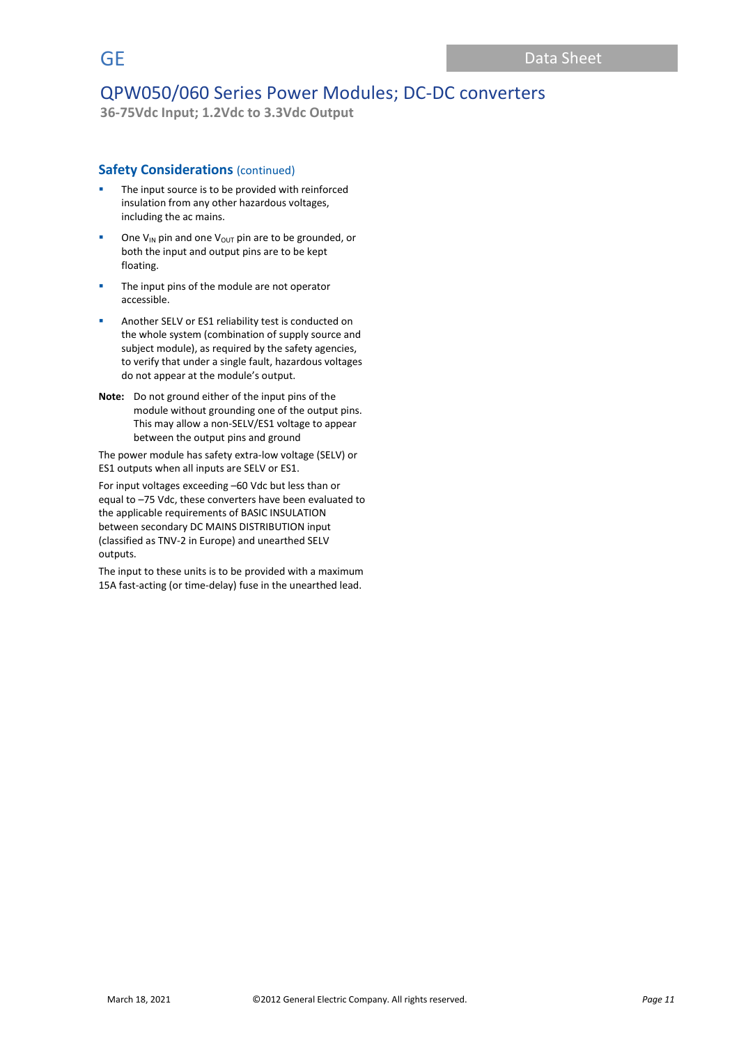## Safety Considerations (continued)

- The input source is to be provided with reinforced insulation from any other hazardous voltages, including the ac mains.
- One $V_{IN}$ pin and one $V_{OUT}$ pin are to be grounded, or both the input and output pins are to be kept floating.
- The input pins of the module are not operator accessible.
- Another SELV or ES1 reliability test is conducted on the whole system (combination of supply source and subject module), as required by the safety agencies, to verify that under a single fault, hazardous voltages do not appear at the module's output.

**Note:** Do not ground either of the input pins of the module without grounding one of the output pins. This may allow a non-SELV/ES1 voltage to appear between the output pins and ground

The power module has safety extra-low voltage (SELV) or ES1 outputs when all inputs are SELV or ES1.

For input voltages exceeding –60 Vdc but less than or equal to –75 Vdc, these converters have been evaluated to the applicable requirements of BASIC INSULATION between secondary DC MAINS DISTRIBUTION input (classified as TNV-2 in Europe) and unearthed SELV outputs.

The input to these units is to be provided with a maximum 15A fast-acting (or time-delay) fuse in the unearthed lead.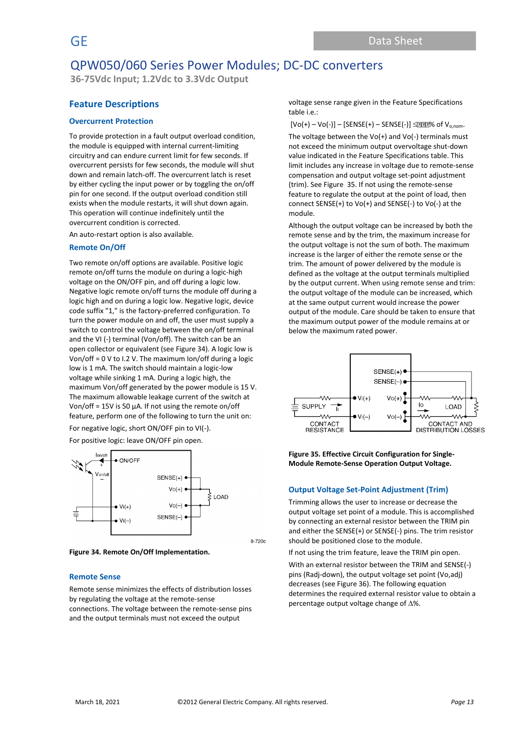## Feature Descriptions

### Overcurrent Protection

To provide protection in a fault output overload condition, the module is equipped with internal current-limiting circuitry and can endure current limit for few seconds. If overcurrent persists for few seconds, the module will shut down and remain latch-off. The overcurrent latch is reset by either cycling the input power or by toggling the on/off pin for one second. If the output overload condition still exists when the module restarts, it will shut down again. This operation will continue indefinitely until the overcurrent condition is corrected.

An auto-restart option is also available.

### Remote On/Off

Two remote on/off options are available. Positive logic remote on/off turns the module on during a logic-high voltage on the ON/OFF pin, and off during a logic low. Negative logic remote on/off turns the module off during a logic high and on during a logic low. Negative logic, device code suffix "1," is the factory-preferred configuration. To turn the power module on and off, the user must supply a switch to control the voltage between the on/off terminal and the VI (-) terminal (Von/off). The switch can be an open collector or equivalent (see Figure 34). A logic low is Von/off = 0 V to l.2 V. The maximum Ion/off during a logic low is 1 mA. The switch should maintain a logic-low voltage while sinking 1 mA. During a logic high, the maximum Von/off generated by the power module is 15 V. The maximum allowable leakage current of the switch at Von/off = 15V is 50 µA. If not using the remote on/off feature, perform one of the following to turn the unit on:

For negative logic, short ON/OFF pin to VI(-).

For positive logic: leave ON/OFF pin open.

**Figure 34. Remote On/Off Implementation.**

### Remote Sense

Remote sense minimizes the effects of distribution losses by regulating the voltage at the remote-sense connections. The voltage between the remote-sense pins and the output terminals must not exceed the output voltage sense range given in the Feature Specifications table i.e.:

[Vo(+) – Vo(-)] – [SENSE(+) – SENSE(-)] ≤ % of $V_{o,nom}$.

The voltage between the Vo(+) and Vo(-) terminals must not exceed the minimum output overvoltage shut-down value indicated in the Feature Specifications table. This limit includes any increase in voltage due to remote-sense compensation and output voltage set-point adjustment (trim). See Figure 35. If not using the remote-sense feature to regulate the output at the point of load, then connect SENSE(+) to Vo(+) and SENSE(-) to Vo(-) at the module.

Although the output voltage can be increased by both the remote sense and by the trim, the maximum increase for the output voltage is not the sum of both. The maximum increase is the larger of either the remote sense or the trim. The amount of power delivered by the module is defined as the voltage at the output terminals multiplied by the output current. When using remote sense and trim: the output voltage of the module can be increased, which at the same output current would increase the power output of the module. Care should be taken to ensure that the maximum output power of the module remains at or below the maximum rated power.

**Figure 35. Effective Circuit Configuration for Single-Module Remote-Sense Operation Output Voltage.**

### Output Voltage Set-Point Adjustment (Trim)

Trimming allows the user to increase or decrease the output voltage set point of a module. This is accomplished by connecting an external resistor between the TRIM pin and either the SENSE(+) or SENSE(-) pins. The trim resistor should be positioned close to the module.

If not using the trim feature, leave the TRIM pin open.

With an external resistor between the TRIM and SENSE(-) pins (Radj-down), the output voltage set point (Vo,adj) decreases (see Figure 36). The following equation determines the required external resistor value to obtain a percentage output voltage change of Δ%.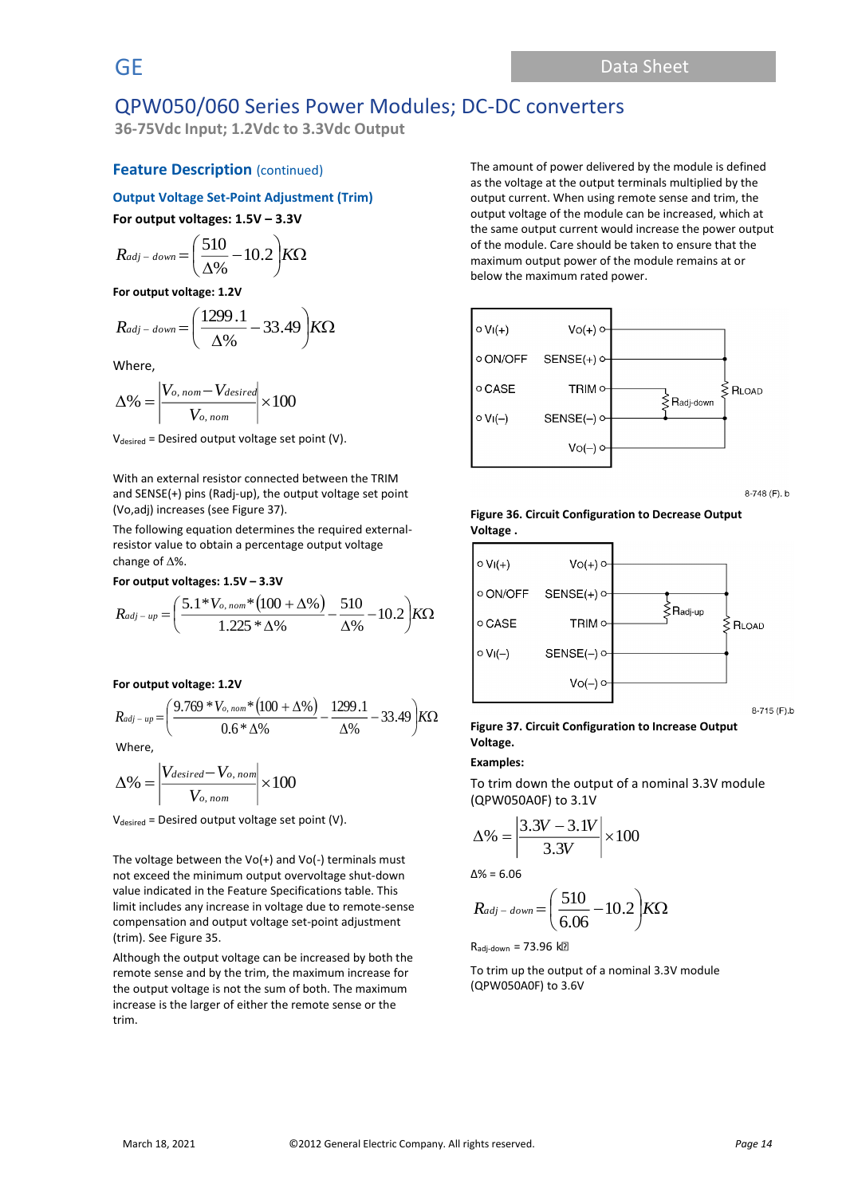## Feature Description (continued)

### Output Voltage Set-Point Adjustment (Trim)

**For output voltages: 1.5V – 3.3V**

$$R_{adj-down} = \left(\frac{510}{\Delta\%} - 10.2\right)K\Omega$$

**For output voltage: 1.2V**

$$R_{adj-down} = \left(\frac{1299.1}{\Delta\%} - 33.49\right)K\Omega$$

Where,

$$\Delta\% = \left|\frac{V_{o,nom} - V_{desired}}{V_{o,nom}}\right| \times 100$$

$V_{desired}$ = Desired output voltage set point (V).

With an external resistor connected between the TRIM and SENSE(+) pins (Radj-up), the output voltage set point (Vo,adj) increases (see Figure 37).

The following equation determines the required external-resistor value to obtain a percentage output voltage change of Δ%.

**For output voltages: 1.5V – 3.3V**

$$R_{adj-up} = \left(\frac{5.1 * V_{o,nom} * (100 + \Delta\%)}{1.225 * \Delta\%} - \frac{510}{\Delta\%} - 10.2\right)K\Omega$$

**For output voltage: 1.2V**

$$R_{adj-up} = \left(\frac{9.769 * V_{o,nom} * (100 + \Delta\%)}{0.6 * \Delta\%} - \frac{1299.1}{\Delta\%} - 33.49\right)K\Omega$$

Where,

$$\Delta\% = \left|\frac{V_{desired} - V_{o,nom}}{V_{o,nom}}\right| \times 100$$

$V_{desired}$ = Desired output voltage set point (V).

The voltage between the Vo(+) and Vo(-) terminals must not exceed the minimum output overvoltage shut-down value indicated in the Feature Specifications table. This limit includes any increase in voltage due to remote-sense compensation and output voltage set-point adjustment (trim). See Figure 35.

Although the output voltage can be increased by both the remote sense and by the trim, the maximum increase for the output voltage is not the sum of both. The maximum increase is the larger of either the remote sense or the trim.

The amount of power delivered by the module is defined as the voltage at the output terminals multiplied by the output current. When using remote sense and trim, the output voltage of the module can be increased, which at the same output current would increase the power output of the module. Care should be taken to ensure that the maximum output power of the module remains at or below the maximum rated power.

VI(+) Vo(+) ON/OFF SENSE(+) CASE TRIM VI(–) SENSE(–) Vo(–) Radj-down RLOAD

8-748 (F). b

**Figure 36. Circuit Configuration to Decrease Output Voltage .**

VI(+) Vo(+) ON/OFF SENSE(+) CASE TRIM VI(–) SENSE(–) Vo(–) Radj-up RLOAD

8-715 (F).b

**Figure 37. Circuit Configuration to Increase Output Voltage.**

**Examples:**

To trim down the output of a nominal 3.3V module (QPW050A0F) to 3.1V

$$\Delta\% = \left|\frac{3.3V - 3.1V}{3.3V}\right| \times 100$$

Δ% = 6.06

$$R_{adj-down} = \left(\frac{510}{6.06} - 10.2\right)K\Omega$$

$R_{adj-down}$ = 73.96 kΩ

To trim up the output of a nominal 3.3V module (QPW050A0F) to 3.6V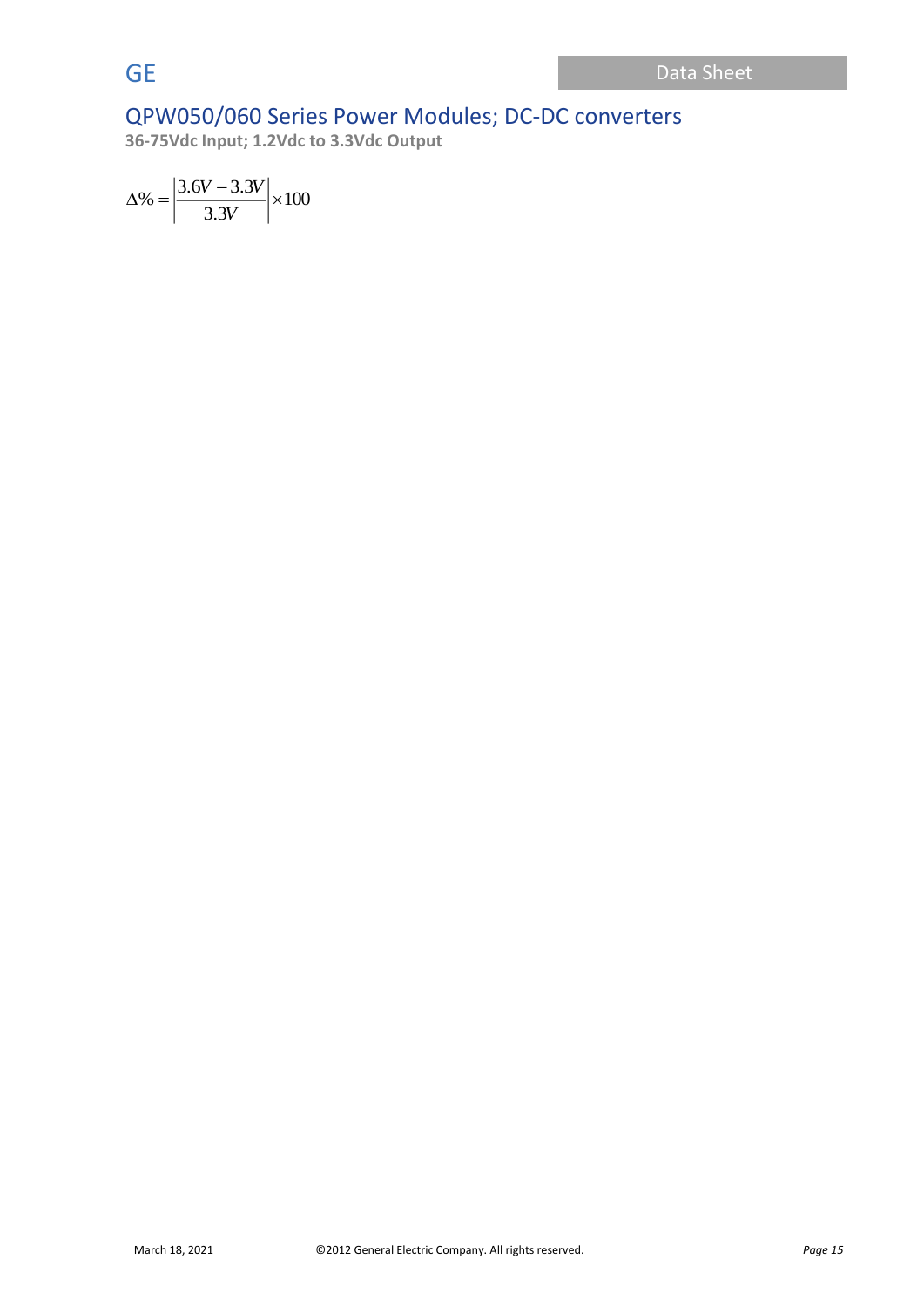$$\Delta\% = \left| \frac{3.6V - 3.3V}{3.3V} \right| \times 100$$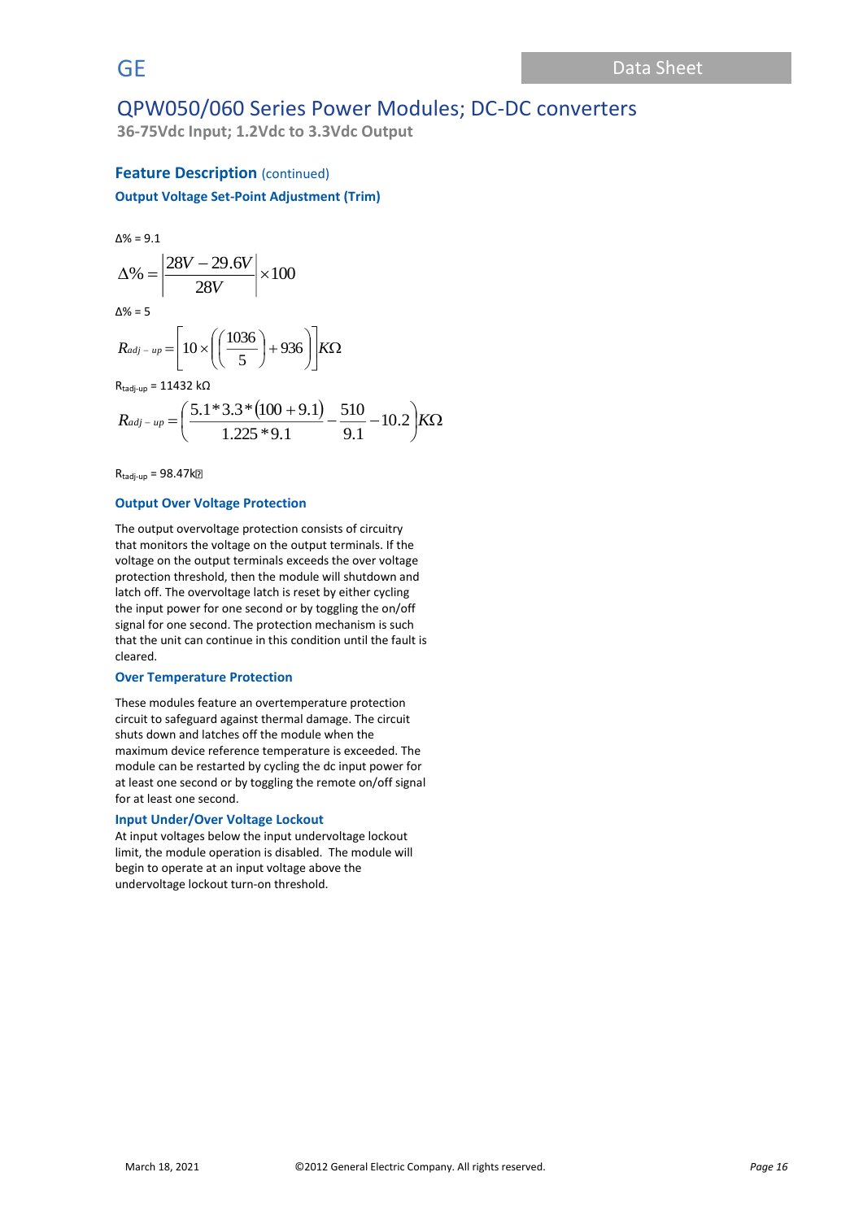## Feature Description (continued)

### Output Voltage Set-Point Adjustment (Trim)

Δ% = 9.1

$$\Delta\% = \left|\frac{28V - 29.6V}{28V}\right| \times 100$$

Δ% = 5

$$R_{adj-up} = \left[10 \times \left(\left(\frac{1036}{5}\right) + 936\right)\right] K\Omega$$

$R_{tadj-up}$ = 11432 kΩ

$$R_{adj-up} = \left(\frac{5.1 * 3.3 * (100 + 9.1)}{1.225 * 9.1} - \frac{510}{9.1} - 10.2\right) K\Omega$$

$R_{tadj-up}$ = 98.47k

### Output Over Voltage Protection

The output overvoltage protection consists of circuitry that monitors the voltage on the output terminals. If the voltage on the output terminals exceeds the over voltage protection threshold, then the module will shutdown and latch off. The overvoltage latch is reset by either cycling the input power for one second or by toggling the on/off signal for one second. The protection mechanism is such that the unit can continue in this condition until the fault is cleared.

### Over Temperature Protection

These modules feature an overtemperature protection circuit to safeguard against thermal damage. The circuit shuts down and latches off the module when the maximum device reference temperature is exceeded. The module can be restarted by cycling the dc input power for at least one second or by toggling the remote on/off signal for at least one second.

### Input Under/Over Voltage Lockout

At input voltages below the input undervoltage lockout limit, the module operation is disabled. The module will begin to operate at an input voltage above the undervoltage lockout turn-on threshold.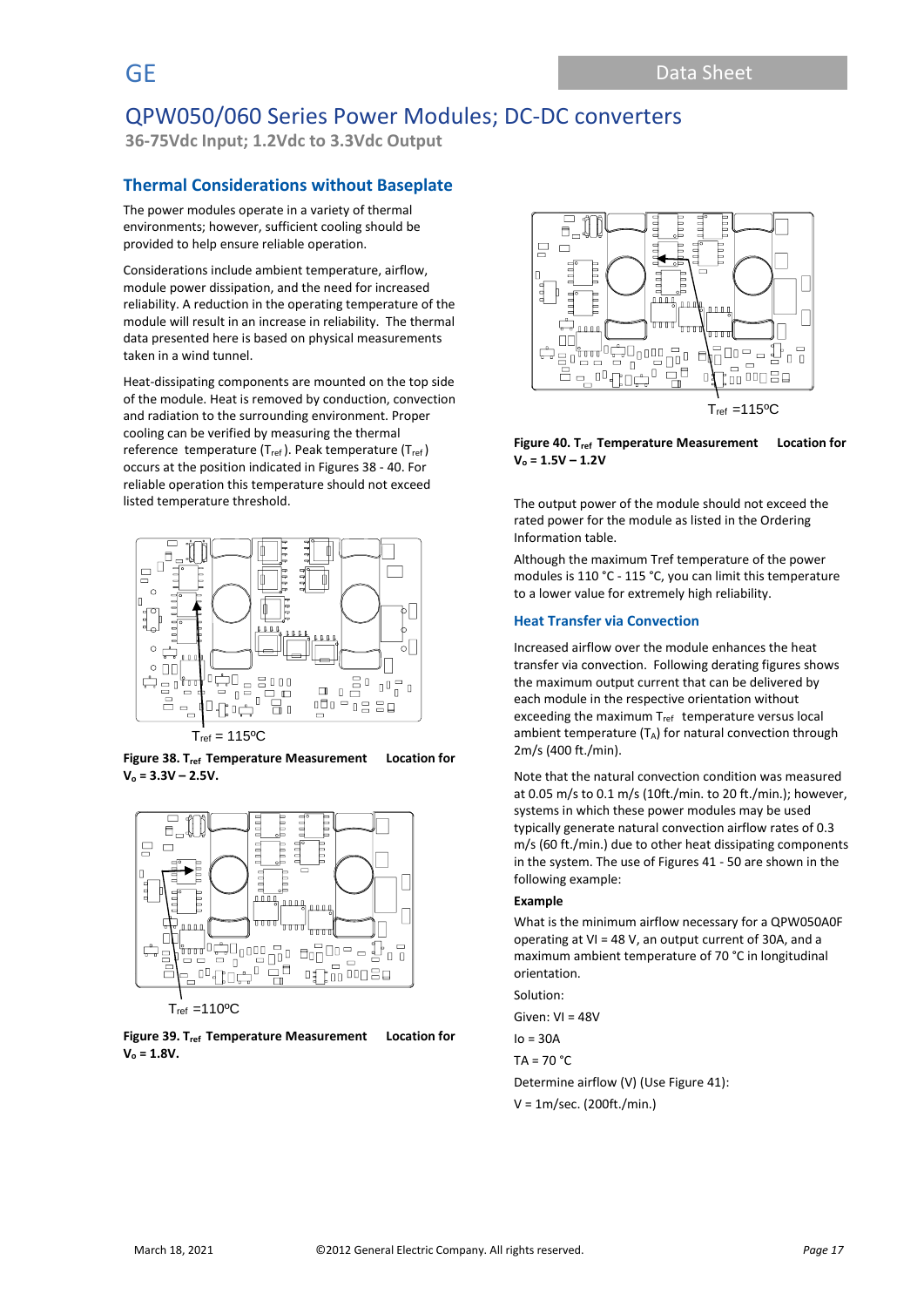## Thermal Considerations without Baseplate

The power modules operate in a variety of thermal environments; however, sufficient cooling should be provided to help ensure reliable operation.

Considerations include ambient temperature, airflow, module power dissipation, and the need for increased reliability. A reduction in the operating temperature of the module will result in an increase in reliability. The thermal data presented here is based on physical measurements taken in a wind tunnel.

Heat-dissipating components are mounted on the top side of the module. Heat is removed by conduction, convection and radiation to the surrounding environment. Proper cooling can be verified by measuring the thermal reference temperature ($T_{ref}$). Peak temperature ($T_{ref}$) occurs at the position indicated in Figures 38 - 40. For reliable operation this temperature should not exceed listed temperature threshold.

$T_{ref}$ = 115ºC

**Figure 38. $T_{ref}$ Temperature Measurement Location for $V_o$ = 3.3V – 2.5V.**

$T_{ref}$ =110ºC

**Figure 39. $T_{ref}$ Temperature Measurement Location for $V_o$ = 1.8V.**

$T_{ref}$ =115ºC

**Figure 40. $T_{ref}$ Temperature Measurement Location for $V_o$ = 1.5V – 1.2V**

The output power of the module should not exceed the rated power for the module as listed in the Ordering Information table.

Although the maximum Tref temperature of the power modules is 110 °C - 115 °C, you can limit this temperature to a lower value for extremely high reliability.

### Heat Transfer via Convection

Increased airflow over the module enhances the heat transfer via convection. Following derating figures shows the maximum output current that can be delivered by each module in the respective orientation without exceeding the maximum $T_{ref}$ temperature versus local ambient temperature ($T_A$) for natural convection through 2m/s (400 ft./min).

Note that the natural convection condition was measured at 0.05 m/s to 0.1 m/s (10ft./min. to 20 ft./min.); however, systems in which these power modules may be used typically generate natural convection airflow rates of 0.3 m/s (60 ft./min.) due to other heat dissipating components in the system. The use of Figures 41 - 50 are shown in the following example:

**Example**

What is the minimum airflow necessary for a QPW050A0F operating at VI = 48 V, an output current of 30A, and a maximum ambient temperature of 70 °C in longitudinal orientation.

Solution:

Given: VI = 48V

Io = 30A

TA = 70 °C

Determine airflow (V) (Use Figure 41):

V = 1m/sec. (200ft./min.)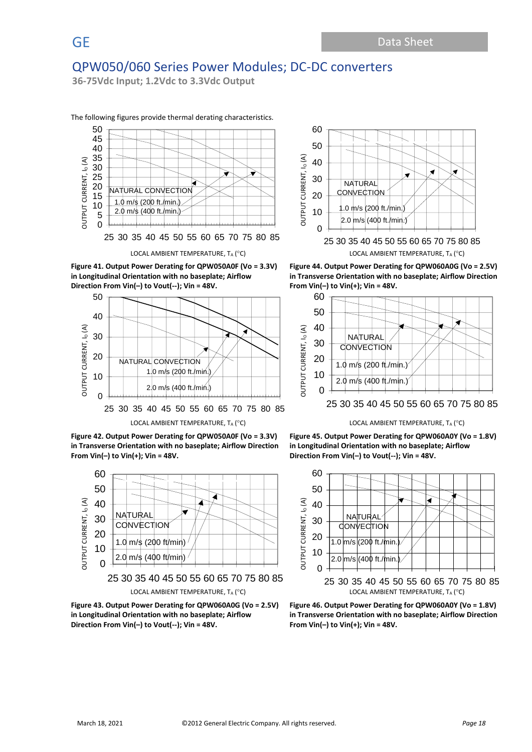# QPW050/060 Series Power Modules; DC-DC converters

**36-75Vdc Input; 1.2Vdc to 3.3Vdc Output**

The following figures provide thermal derating characteristics.

**Figure 41. Output Power Derating for QPW050A0F (Vo = 3.3V) in Longitudinal Orientation with no baseplate; Airflow Direction From Vin(–) to Vout(--); Vin = 48V.**

**Figure 42. Output Power Derating for QPW050A0F (Vo = 3.3V) in Transverse Orientation with no baseplate; Airflow Direction From Vin(–) to Vin(+); Vin = 48V.**

**Figure 43. Output Power Derating for QPW060A0G (Vo = 2.5V) in Longitudinal Orientation with no baseplate; Airflow Direction From Vin(–) to Vout(--); Vin = 48V.**

**Figure 44. Output Power Derating for QPW060A0G (Vo = 2.5V) in Transverse Orientation with no baseplate; Airflow Direction From Vin(–) to Vin(+); Vin = 48V.**

**Figure 45. Output Power Derating for QPW060A0Y (Vo = 1.8V) in Longitudinal Orientation with no baseplate; Airflow Direction From Vin(–) to Vout(--); Vin = 48V.**

**Figure 46. Output Power Derating for QPW060A0Y (Vo = 1.8V) in Transverse Orientation with no baseplate; Airflow Direction From Vin(–) to Vin(+); Vin = 48V.**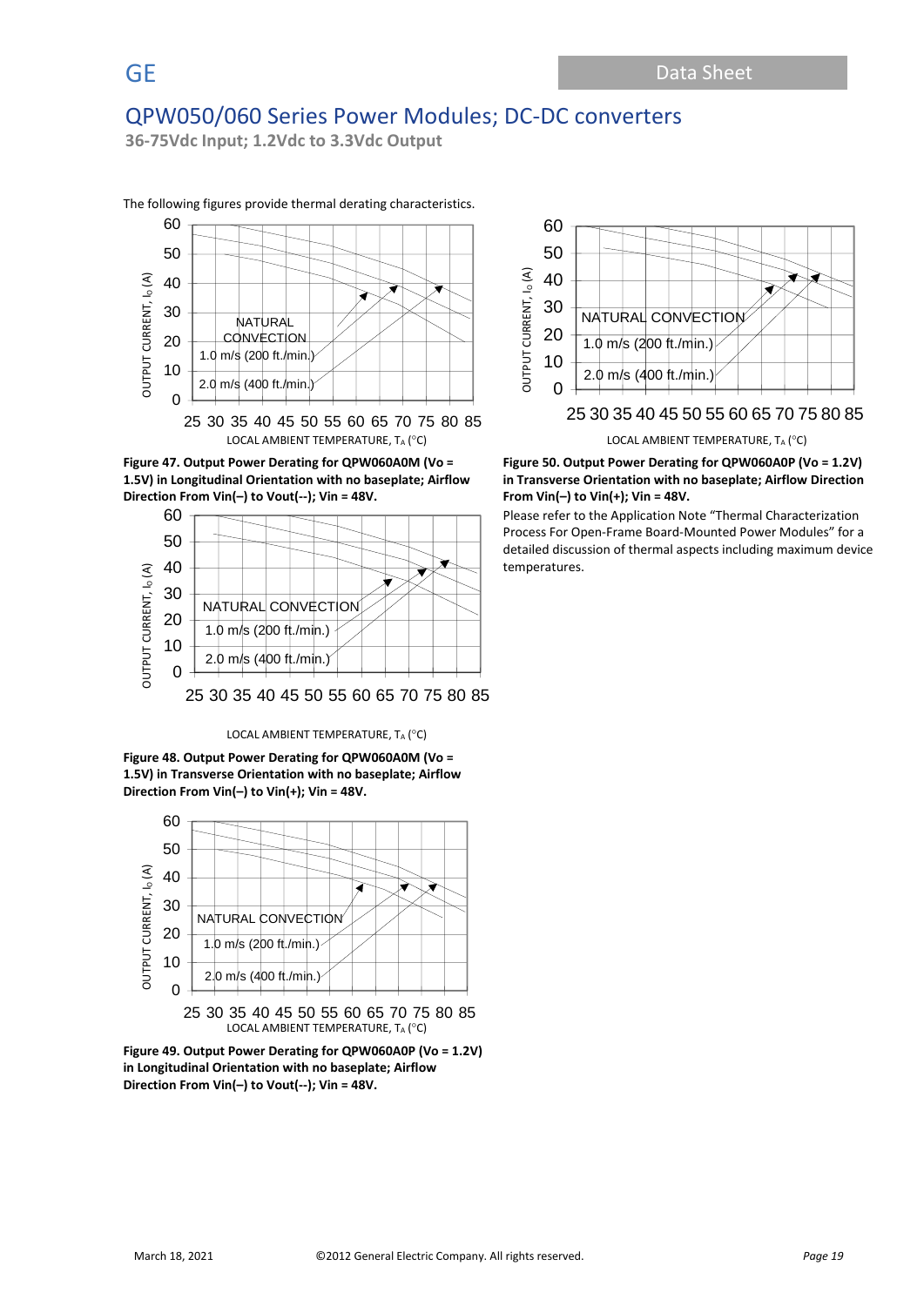The following figures provide thermal derating characteristics.

Figure 47. Output Power Derating for QPW060A0M (Vo = 1.5V) in Longitudinal Orientation with no baseplate; Airflow Direction From Vin(–) to Vout(--); Vin = 48V.

Figure 48. Output Power Derating for QPW060A0M (Vo = 1.5V) in Transverse Orientation with no baseplate; Airflow Direction From Vin(–) to Vin(+); Vin = 48V.

Figure 49. Output Power Derating for QPW060A0P (Vo = 1.2V) in Longitudinal Orientation with no baseplate; Airflow Direction From Vin(–) to Vout(--); Vin = 48V.

Figure 50. Output Power Derating for QPW060A0P (Vo = 1.2V) in Transverse Orientation with no baseplate; Airflow Direction From Vin(–) to Vin(+); Vin = 48V.

Please refer to the Application Note "Thermal Characterization Process For Open-Frame Board-Mounted Power Modules" for a detailed discussion of thermal aspects including maximum device temperatures.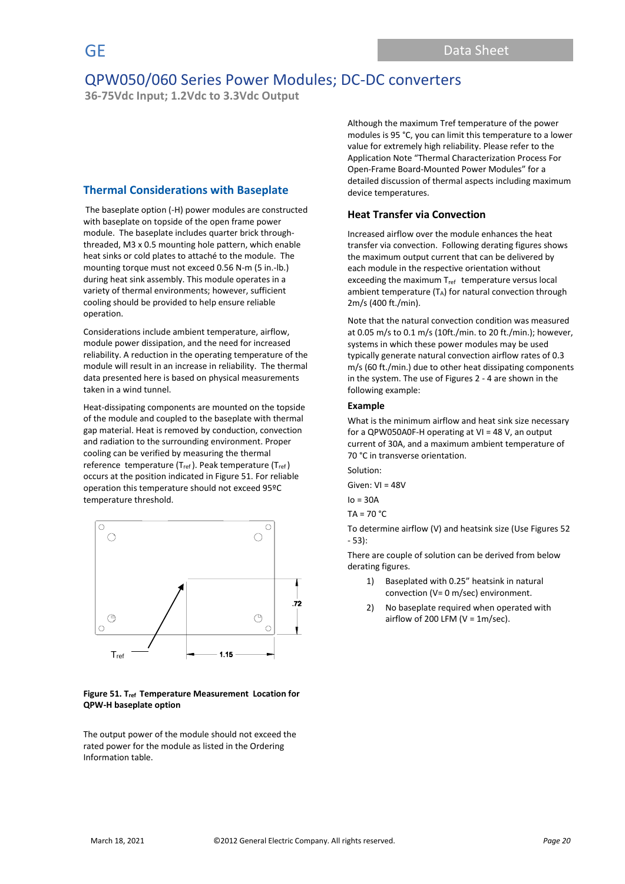## Thermal Considerations with Baseplate

The baseplate option (-H) power modules are constructed with baseplate on topside of the open frame power module. The baseplate includes quarter brick through-threaded, M3 x 0.5 mounting hole pattern, which enable heat sinks or cold plates to attaché to the module. The mounting torque must not exceed 0.56 N-m (5 in.-lb.) during heat sink assembly. This module operates in a variety of thermal environments; however, sufficient cooling should be provided to help ensure reliable operation.

Considerations include ambient temperature, airflow, module power dissipation, and the need for increased reliability. A reduction in the operating temperature of the module will result in an increase in reliability. The thermal data presented here is based on physical measurements taken in a wind tunnel.

Heat-dissipating components are mounted on the topside of the module and coupled to the baseplate with thermal gap material. Heat is removed by conduction, convection and radiation to the surrounding environment. Proper cooling can be verified by measuring the thermal reference temperature ($T_{ref}$). Peak temperature ($T_{ref}$) occurs at the position indicated in Figure 51. For reliable operation this temperature should not exceed 95ºC temperature threshold.

**Figure 51. $T_{ref}$ Temperature Measurement Location for QPW-H baseplate option**

The output power of the module should not exceed the rated power for the module as listed in the Ordering Information table.

Although the maximum Tref temperature of the power modules is 95 °C, you can limit this temperature to a lower value for extremely high reliability. Please refer to the Application Note "Thermal Characterization Process For Open-Frame Board-Mounted Power Modules" for a detailed discussion of thermal aspects including maximum device temperatures.

### Heat Transfer via Convection

Increased airflow over the module enhances the heat transfer via convection. Following derating figures shows the maximum output current that can be delivered by each module in the respective orientation without exceeding the maximum $T_{ref}$ temperature versus local ambient temperature ($T_A$) for natural convection through 2m/s (400 ft./min).

Note that the natural convection condition was measured at 0.05 m/s to 0.1 m/s (10ft./min. to 20 ft./min.); however, systems in which these power modules may be used typically generate natural convection airflow rates of 0.3 m/s (60 ft./min.) due to other heat dissipating components in the system. The use of Figures 2 - 4 are shown in the following example:

#### Example

What is the minimum airflow and heat sink size necessary for a QPW050A0F-H operating at VI = 48 V, an output current of 30A, and a maximum ambient temperature of 70 °C in transverse orientation.

Solution:

Given: VI = 48V

Io = 30A

TA = 70 °C

To determine airflow (V) and heatsink size (Use Figures 52 - 53):

There are couple of solution can be derived from below derating figures.

1) Baseplated with 0.25" heatsink in natural convection (V= 0 m/sec) environment.
2) No baseplate required when operated with airflow of 200 LFM (V = 1m/sec).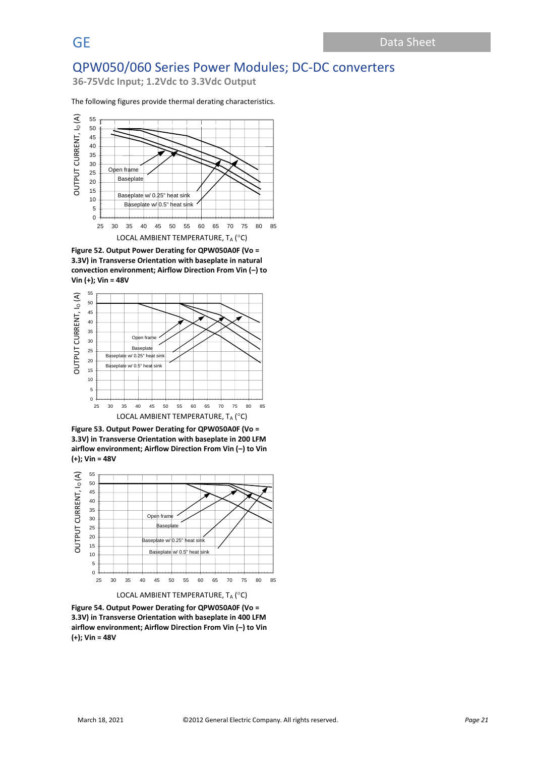The following figures provide thermal derating characteristics.

**Figure 52. Output Power Derating for QPW050A0F (Vo = 3.3V) in Transverse Orientation with baseplate in natural convection environment; Airflow Direction From Vin (–) to Vin (+); Vin = 48V**

**Figure 53. Output Power Derating for QPW050A0F (Vo = 3.3V) in Transverse Orientation with baseplate in 200 LFM airflow environment; Airflow Direction From Vin (–) to Vin (+); Vin = 48V**

**Figure 54. Output Power Derating for QPW050A0F (Vo = 3.3V) in Transverse Orientation with baseplate in 400 LFM airflow environment; Airflow Direction From Vin (–) to Vin (+); Vin = 48V**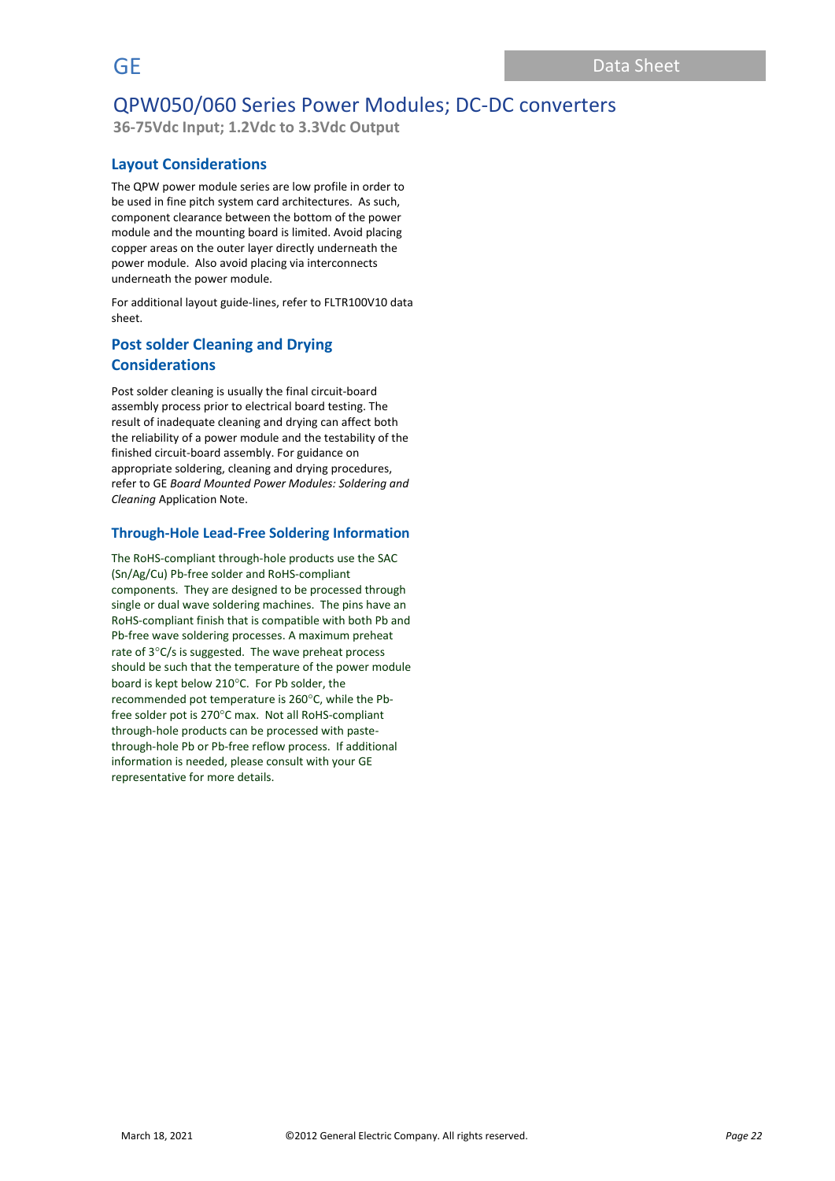## Layout Considerations

The QPW power module series are low profile in order to be used in fine pitch system card architectures. As such, component clearance between the bottom of the power module and the mounting board is limited. Avoid placing copper areas on the outer layer directly underneath the power module. Also avoid placing via interconnects underneath the power module.

For additional layout guide-lines, refer to FLTR100V10 data sheet.

## Post solder Cleaning and Drying Considerations

Post solder cleaning is usually the final circuit-board assembly process prior to electrical board testing. The result of inadequate cleaning and drying can affect both the reliability of a power module and the testability of the finished circuit-board assembly. For guidance on appropriate soldering, cleaning and drying procedures, refer to GE *Board Mounted Power Modules: Soldering and Cleaning* Application Note.

### Through-Hole Lead-Free Soldering Information

The RoHS-compliant through-hole products use the SAC (Sn/Ag/Cu) Pb-free solder and RoHS-compliant components. They are designed to be processed through single or dual wave soldering machines. The pins have an RoHS-compliant finish that is compatible with both Pb and Pb-free wave soldering processes. A maximum preheat rate of 3°C/s is suggested. The wave preheat process should be such that the temperature of the power module board is kept below 210°C. For Pb solder, the recommended pot temperature is 260°C, while the Pb-free solder pot is 270°C max. Not all RoHS-compliant through-hole products can be processed with paste-through-hole Pb or Pb-free reflow process. If additional information is needed, please consult with your GE representative for more details.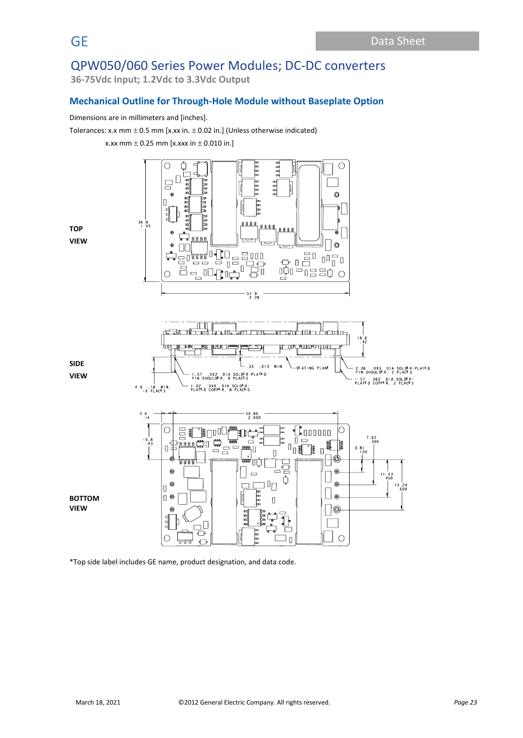# QPW050/060 Series Power Modules; DC-DC converters

**36-75Vdc Input; 1.2Vdc to 3.3Vdc Output**

## Mechanical Outline for Through-Hole Module without Baseplate Option

Dimensions are in millimeters and [inches].

Tolerances: x.x mm ± 0.5 mm [x.xx in. ± 0.02 in.] (Unless otherwise indicated)

x.xx mm ± 0.25 mm [x.xxx in ± 0.010 in.]

**TOP VIEW**

36.8 [1.45]

57.9 [2.28]

**SIDE VIEW**

10.6 [.42]

.33 [.013] MIN

SEATING PLANE

1.57 [.062] DIA SOLDER-PLATED PIN SHOULDER, 8 PLACES

1.02 [.040] DIA SOLDER-PLATED COPPER, 8 PLACES

4.6 [.18] MIN. 10 PLACES

2.36 [.093] DIA SOLDER-PLATED PIN SHOULDER, 2 PLACES

1.57 [.062] DIA SOLDER-PLATED COPPER, 2 PLACES

**BOTTOM VIEW**

3.6 [.14]

50.80 [2.000]

10.8 [.43]

7.62 [.300]

3.81 [.150]

11.43 [.450]

15.24 [.600]

*Top side label includes GE name, product designation, and data code.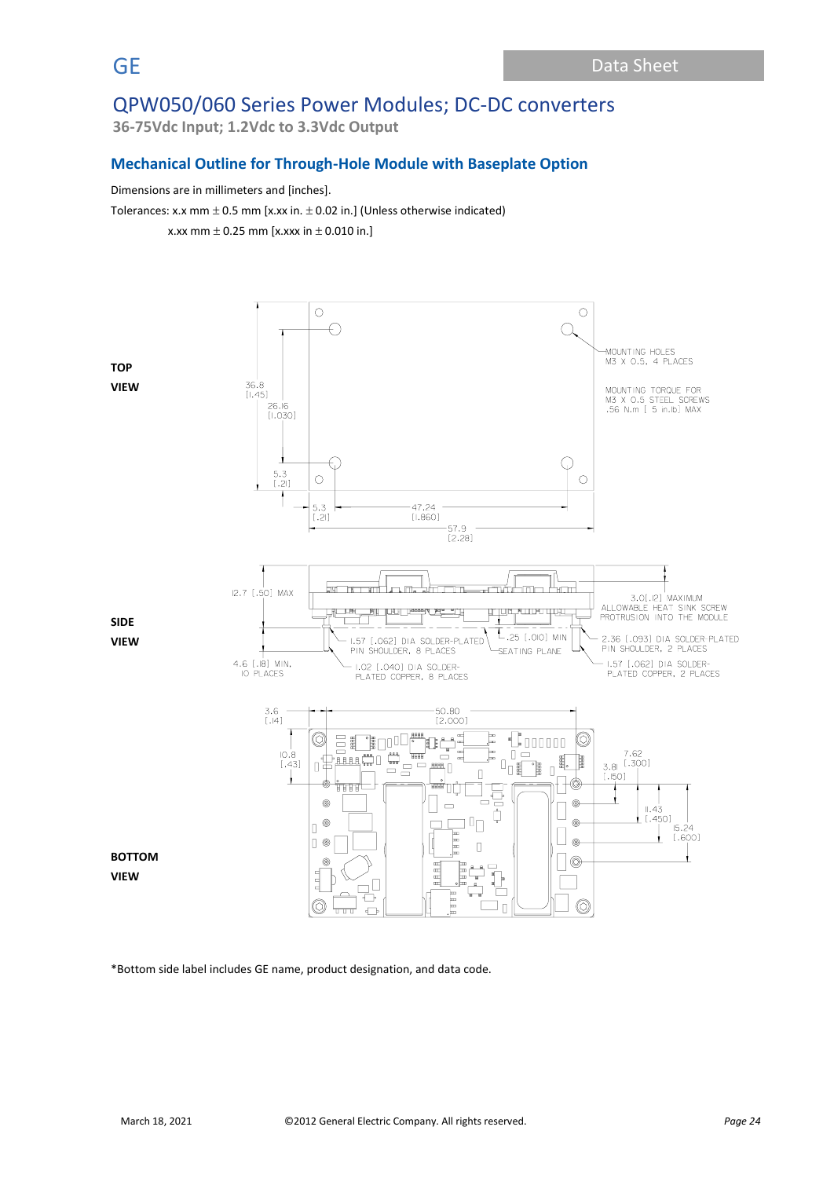# QPW050/060 Series Power Modules; DC-DC converters

**36-75Vdc Input; 1.2Vdc to 3.3Vdc Output**

## Mechanical Outline for Through-Hole Module with Baseplate Option

Dimensions are in millimeters and [inches].

Tolerances: x.x mm ± 0.5 mm [x.xx in. ± 0.02 in.] (Unless otherwise indicated)

x.xx mm ± 0.25 mm [x.xxx in ± 0.010 in.]

**TOP VIEW**

36.8 [1.45]
26.16 [1.030]
5.3 [.21]
5.3 [.21]
47.24 [1.860]
57.9 [2.28]

MOUNTING HOLES M3 X 0.5, 4 PLACES

MOUNTING TORQUE FOR M3 X 0.5 STEEL SCREWS .56 N.m [ 5 in.lb] MAX

**SIDE VIEW**

12.7 [.50] MAX

3.0[.12] MAXIMUM ALLOWABLE HEAT SINK SCREW PROTRUSION INTO THE MODULE

1.57 [.062] DIA SOLDER-PLATED PIN SHOULDER, 8 PLACES

.25 [.010] MIN SEATING PLANE

2.36 [.093] DIA SOLDER-PLATED PIN SHOULDER, 2 PLACES

4.6 [.18] MIN, 10 PLACES

1.02 [.040] DIA SOLDER-PLATED COPPER, 8 PLACES

1.57 [.062] DIA SOLDER-PLATED COPPER, 2 PLACES

**BOTTOM VIEW**

3.6 [.14]
50.80 [2.000]
10.8 [.43]
7.62 [.300]
3.81 [.150]
11.43 [.450]
15.24 [.600]

*Bottom side label includes GE name, product designation, and data code.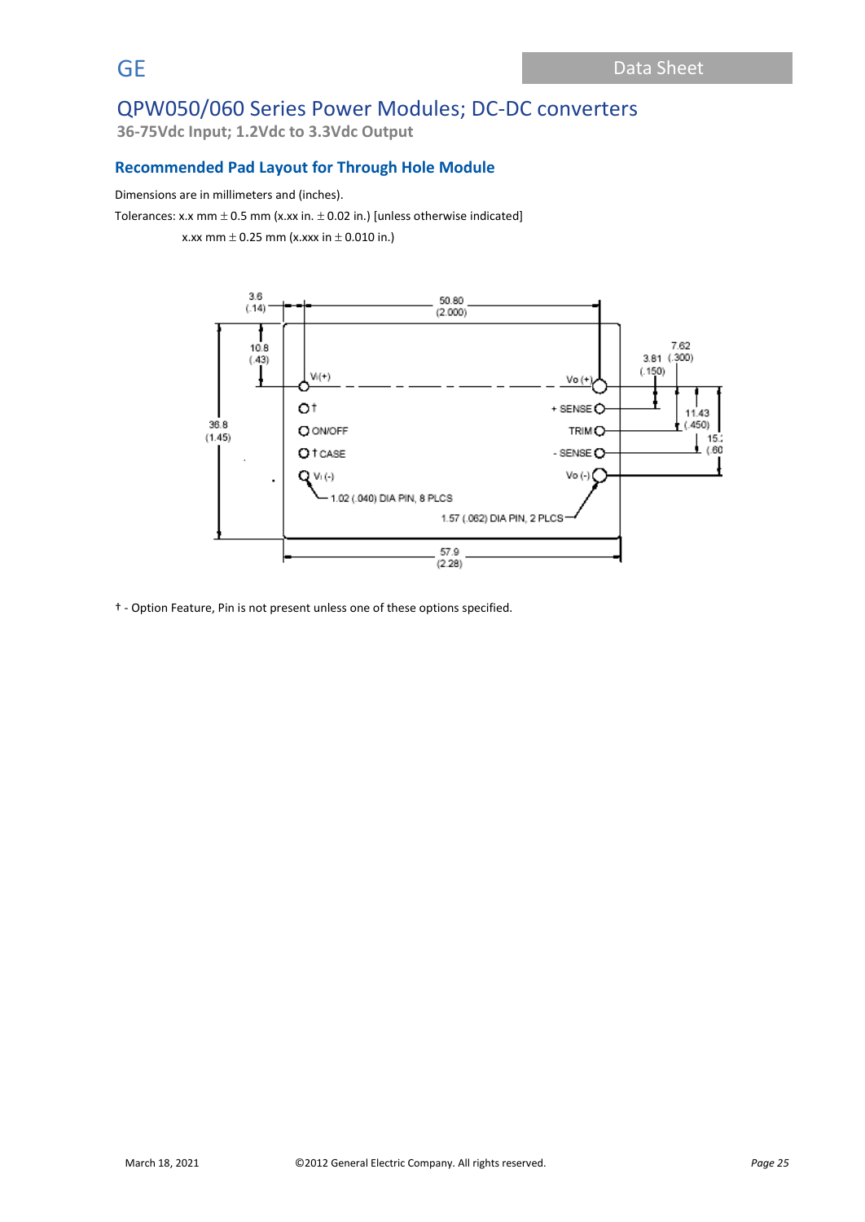## Recommended Pad Layout for Through Hole Module

Dimensions are in millimeters and (inches).

Tolerances: x.x mm ± 0.5 mm (x.xx in. ± 0.02 in.) [unless otherwise indicated]

x.xx mm ± 0.25 mm (x.xxx in ± 0.010 in.)

3.6 (.14)

50.80 (2.000)

10.8 (.43)

7.62 (.300)

3.81 (.150)

36.8 (1.45)

11.43 (.450)

15.2 (.60)

Vi(+)

Vo (+)

†

+ SENSE

ON/OFF

TRIM

† CASE

- SENSE

Vi (-)

Vo (-)

1.02 (.040) DIA PIN, 8 PLCS

1.57 (.062) DIA PIN, 2 PLCS

57.9 (2.28)

† - Option Feature, Pin is not present unless one of these options specified.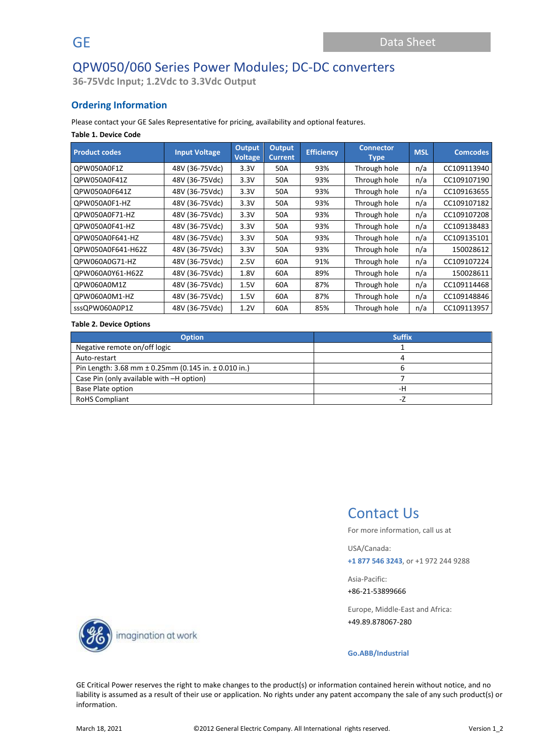# QPW050/060 Series Power Modules; DC-DC converters

**36-75Vdc Input; 1.2Vdc to 3.3Vdc Output**

## Ordering Information

Please contact your GE Sales Representative for pricing, availability and optional features.

**Table 1. Device Code**

| Product codes | Input Voltage | Output Voltage | Output Current | Efficiency | Connector Type | MSL | Comcodes |
|---|---|---|---|---|---|---|---|
| QPW050A0F1Z | 48V (36-75Vdc) | 3.3V | 50A | 93% | Through hole | n/a | CC109113940 |
| QPW050A0F41Z | 48V (36-75Vdc) | 3.3V | 50A | 93% | Through hole | n/a | CC109107190 |
| QPW050A0F641Z | 48V (36-75Vdc) | 3.3V | 50A | 93% | Through hole | n/a | CC109163655 |
| QPW050A0F1-HZ | 48V (36-75Vdc) | 3.3V | 50A | 93% | Through hole | n/a | CC109107182 |
| QPW050A0F71-HZ | 48V (36-75Vdc) | 3.3V | 50A | 93% | Through hole | n/a | CC109107208 |
| QPW050A0F41-HZ | 48V (36-75Vdc) | 3.3V | 50A | 93% | Through hole | n/a | CC109138483 |
| QPW050A0F641-HZ | 48V (36-75Vdc) | 3.3V | 50A | 93% | Through hole | n/a | CC109135101 |
| QPW050A0F641-H62Z | 48V (36-75Vdc) | 3.3V | 50A | 93% | Through hole | n/a | 150028612 |
| QPW060A0G71-HZ | 48V (36-75Vdc) | 2.5V | 60A | 91% | Through hole | n/a | CC109107224 |
| QPW060A0Y61-H62Z | 48V (36-75Vdc) | 1.8V | 60A | 89% | Through hole | n/a | 150028611 |
| QPW060A0M1Z | 48V (36-75Vdc) | 1.5V | 60A | 87% | Through hole | n/a | CC109114468 |
| QPW060A0M1-HZ | 48V (36-75Vdc) | 1.5V | 60A | 87% | Through hole | n/a | CC109148846 |
| sssQPW060A0P1Z | 48V (36-75Vdc) | 1.2V | 60A | 85% | Through hole | n/a | CC109113957 |

**Table 2. Device Options**

| Option | Suffix |
|---|---|
| Negative remote on/off logic | 1 |
| Auto-restart | 4 |
| Pin Length: 3.68 mm ± 0.25mm (0.145 in. ± 0.010 in.) | 6 |
| Case Pin (only available with –H option) | 7 |
| Base Plate option | -H |
| RoHS Compliant | -Z |

## Contact Us

For more information, call us at

USA/Canada:
**+1 877 546 3243**, or +1 972 244 9288

Asia-Pacific:
+86-21-53899666

Europe, Middle-East and Africa:
+49.89.878067-280

**Go.ABB/Industrial**

imagination at work

GE Critical Power reserves the right to make changes to the product(s) or information contained herein without notice, and no liability is assumed as a result of their use or application. No rights under any patent accompany the sale of any such product(s) or information.

March 18, 2021 ©2012 General Electric Company. All International rights reserved. Version 1_2